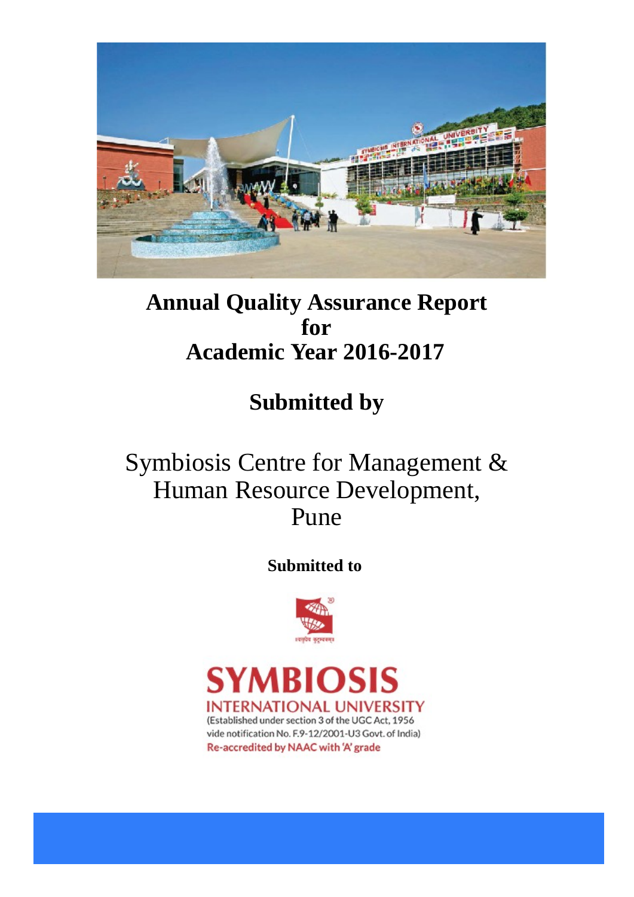# Annual Quality Assurance Report for Academic Year 2016-2017

## Submitted by

Symbiosis Centre for Management & Human Resource Development, Pune

**Submitted to**

SYMBIOSIS INTERNATIONAL UNIVERSITY

(Established under section 3 of the UGC Act, 1956 vide notification No. F.9-12/2001-U3 Govt. of India)

Re-accredited by NAAC with 'A' grade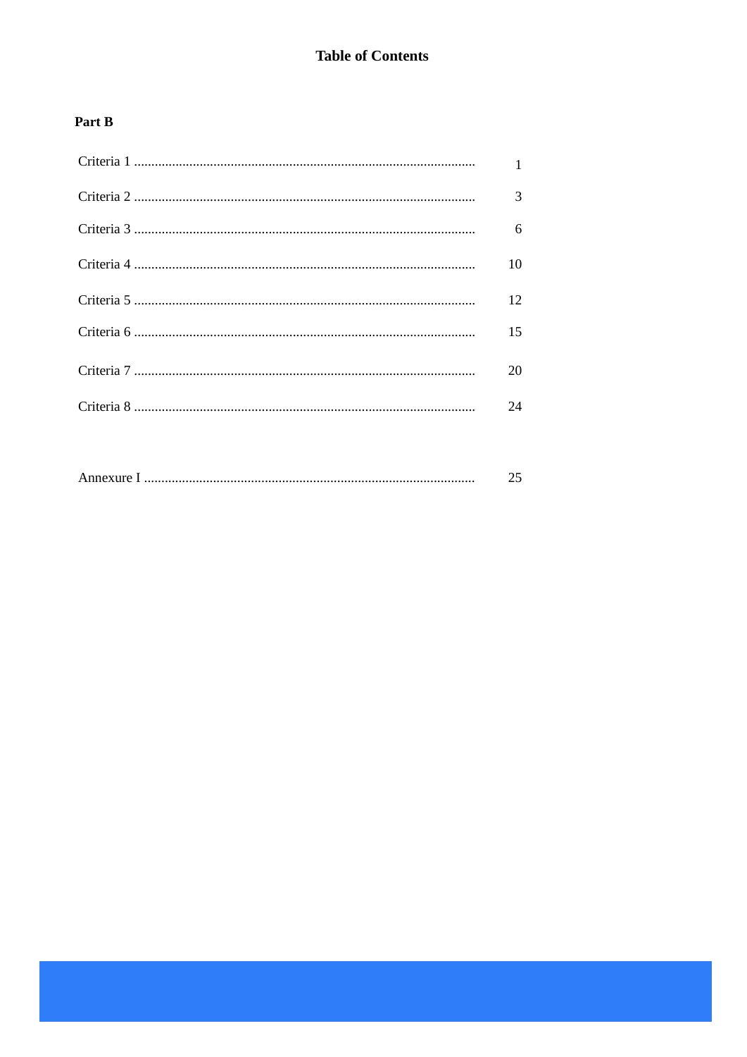# Table of Contents

**Part B**

| | |
|---|---|
| Criteria 1 | 1 |
| Criteria 2 | 3 |
| Criteria 3 | 6 |
| Criteria 4 | 10 |
| Criteria 5 | 12 |
| Criteria 6 | 15 |
| Criteria 7 | 20 |
| Criteria 8 | 24 |
| Annexure I | 25 |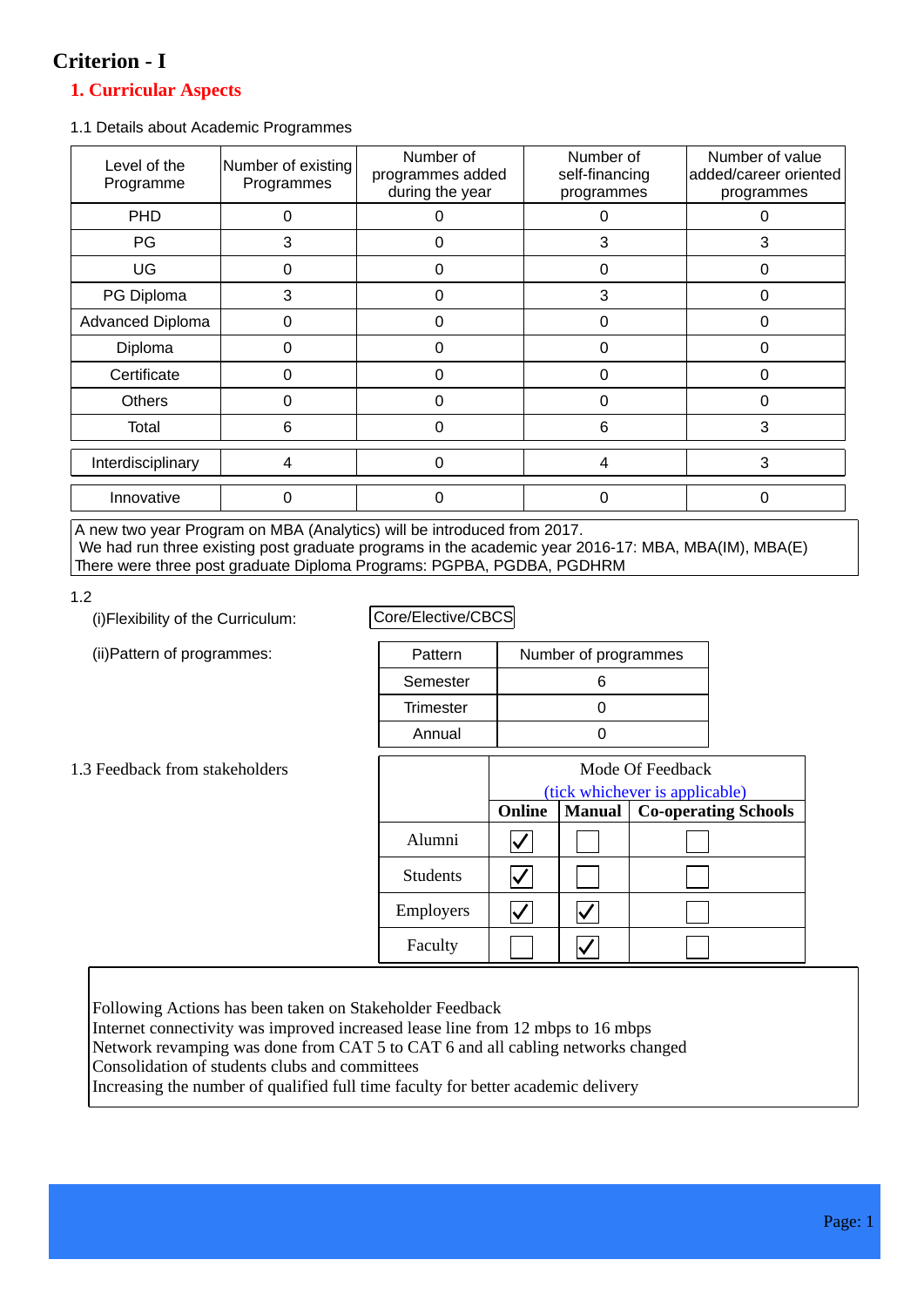# Criterion - I

## 1. Curricular Aspects

1.1 Details about Academic Programmes

| Level of the Programme | Number of existing Programmes | Number of programmes added during the year | Number of self-financing programmes | Number of value added/career oriented programmes |
|---|---|---|---|---|
| PHD | 0 | 0 | 0 | 0 |
| PG | 3 | 0 | 3 | 3 |
| UG | 0 | 0 | 0 | 0 |
| PG Diploma | 3 | 0 | 3 | 0 |
| Advanced Diploma | 0 | 0 | 0 | 0 |
| Diploma | 0 | 0 | 0 | 0 |
| Certificate | 0 | 0 | 0 | 0 |
| Others | 0 | 0 | 0 | 0 |
| Total | 6 | 0 | 6 | 3 |
| Interdisciplinary | 4 | 0 | 4 | 3 |
| Innovative | 0 | 0 | 0 | 0 |

A new two year Program on MBA (Analytics) will be introduced from 2017.
We had run three existing post graduate programs in the academic year 2016-17: MBA, MBA(IM), MBA(E)
There were three post graduate Diploma Programs: PGPBA, PGDBA, PGDHRM

1.2

(i)Flexibility of the Curriculum: Core/Elective/CBCS

(ii)Pattern of programmes:

| Pattern | Number of programmes |
|---|---|
| Semester | 6 |
| Trimester | 0 |
| Annual | 0 |

1.3 Feedback from stakeholders

| | Mode Of Feedback (tick whichever is applicable) | | |
|---|---|---|---|
| | **Online** | **Manual** | **Co-operating Schools** |
| Alumni | ☑ | ☐ | ☐ |
| Students | ☑ | ☐ | ☐ |
| Employers | ☑ | ☑ | ☐ |
| Faculty | ☐ | ☑ | ☐ |

Following Actions has been taken on Stakeholder Feedback
Internet connectivity was improved increased lease line from 12 mbps to 16 mbps
Network revamping was done from CAT 5 to CAT 6 and all cabling networks changed
Consolidation of students clubs and committees
Increasing the number of qualified full time faculty for better academic delivery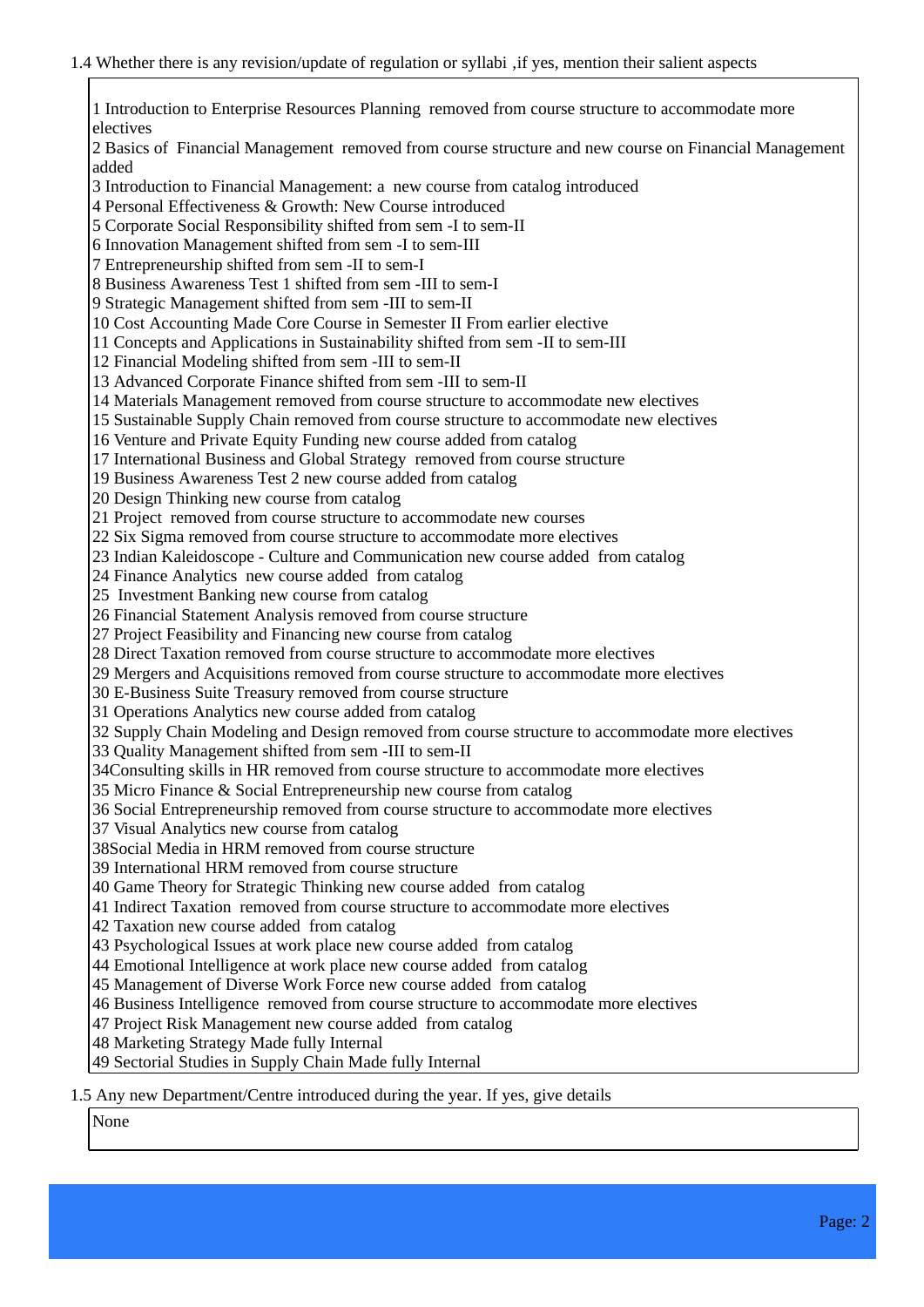1.4 Whether there is any revision/update of regulation or syllabi ,if yes, mention their salient aspects

1 Introduction to Enterprise Resources Planning removed from course structure to accommodate more electives
2 Basics of Financial Management removed from course structure and new course on Financial Management added
3 Introduction to Financial Management: a new course from catalog introduced
4 Personal Effectiveness & Growth: New Course introduced
5 Corporate Social Responsibility shifted from sem -I to sem-II
6 Innovation Management shifted from sem -I to sem-III
7 Entrepreneurship shifted from sem -II to sem-I
8 Business Awareness Test 1 shifted from sem -III to sem-I
9 Strategic Management shifted from sem -III to sem-II
10 Cost Accounting Made Core Course in Semester II From earlier elective
11 Concepts and Applications in Sustainability shifted from sem -II to sem-III
12 Financial Modeling shifted from sem -III to sem-II
13 Advanced Corporate Finance shifted from sem -III to sem-II
14 Materials Management removed from course structure to accommodate new electives
15 Sustainable Supply Chain removed from course structure to accommodate new electives
16 Venture and Private Equity Funding new course added from catalog
17 International Business and Global Strategy removed from course structure
19 Business Awareness Test 2 new course added from catalog
20 Design Thinking new course from catalog
21 Project removed from course structure to accommodate new courses
22 Six Sigma removed from course structure to accommodate more electives
23 Indian Kaleidoscope - Culture and Communication new course added from catalog
24 Finance Analytics new course added from catalog
25 Investment Banking new course from catalog
26 Financial Statement Analysis removed from course structure
27 Project Feasibility and Financing new course from catalog
28 Direct Taxation removed from course structure to accommodate more electives
29 Mergers and Acquisitions removed from course structure to accommodate more electives
30 E-Business Suite Treasury removed from course structure
31 Operations Analytics new course added from catalog
32 Supply Chain Modeling and Design removed from course structure to accommodate more electives
33 Quality Management shifted from sem -III to sem-II
34Consulting skills in HR removed from course structure to accommodate more electives
35 Micro Finance & Social Entrepreneurship new course from catalog
36 Social Entrepreneurship removed from course structure to accommodate more electives
37 Visual Analytics new course from catalog
38Social Media in HRM removed from course structure
39 International HRM removed from course structure
40 Game Theory for Strategic Thinking new course added from catalog
41 Indirect Taxation removed from course structure to accommodate more electives
42 Taxation new course added from catalog
43 Psychological Issues at work place new course added from catalog
44 Emotional Intelligence at work place new course added from catalog
45 Management of Diverse Work Force new course added from catalog
46 Business Intelligence removed from course structure to accommodate more electives
47 Project Risk Management new course added from catalog
48 Marketing Strategy Made fully Internal
49 Sectorial Studies in Supply Chain Made fully Internal

1.5 Any new Department/Centre introduced during the year. If yes, give details

None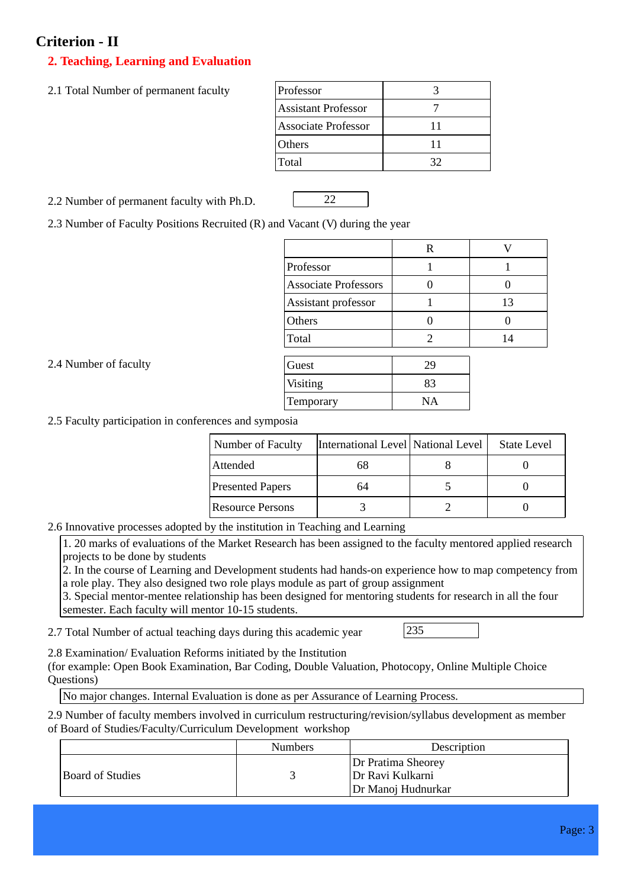# Criterion - II

## 2. Teaching, Learning and Evaluation

2.1 Total Number of permanent faculty

| | |
|---|---|
| Professor | 3 |
| Assistant Professor | 7 |
| Associate Professor | 11 |
| Others | 11 |
| Total | 32 |

2.2 Number of permanent faculty with Ph.D. 22

2.3 Number of Faculty Positions Recruited (R) and Vacant (V) during the year

| | R | V |
|---|---|---|
| Professor | 1 | 1 |
| Associate Professors | 0 | 0 |
| Assistant professor | 1 | 13 |
| Others | 0 | 0 |
| Total | 2 | 14 |

2.4 Number of faculty

| | |
|---|---|
| Guest | 29 |
| Visiting | 83 |
| Temporary | NA |

2.5 Faculty participation in conferences and symposia

| Number of Faculty | International Level | National Level | State Level |
|---|---|---|---|
| Attended | 68 | 8 | 0 |
| Presented Papers | 64 | 5 | 0 |
| Resource Persons | 3 | 2 | 0 |

2.6 Innovative processes adopted by the institution in Teaching and Learning

1. 20 marks of evaluations of the Market Research has been assigned to the faculty mentored applied research projects to be done by students
2. In the course of Learning and Development students had hands-on experience how to map competency from a role play. They also designed two role plays module as part of group assignment
3. Special mentor-mentee relationship has been designed for mentoring students for research in all the four semester. Each faculty will mentor 10-15 students.

2.7 Total Number of actual teaching days during this academic year 235

2.8 Examination/ Evaluation Reforms initiated by the Institution
(for example: Open Book Examination, Bar Coding, Double Valuation, Photocopy, Online Multiple Choice Questions)

No major changes. Internal Evaluation is done as per Assurance of Learning Process.

2.9 Number of faculty members involved in curriculum restructuring/revision/syllabus development as member of Board of Studies/Faculty/Curriculum Development workshop

| | Numbers | Description |
|---|---|---|
| Board of Studies | 3 | Dr Pratima Sheorey<br>Dr Ravi Kulkarni<br>Dr Manoj Hudnurkar |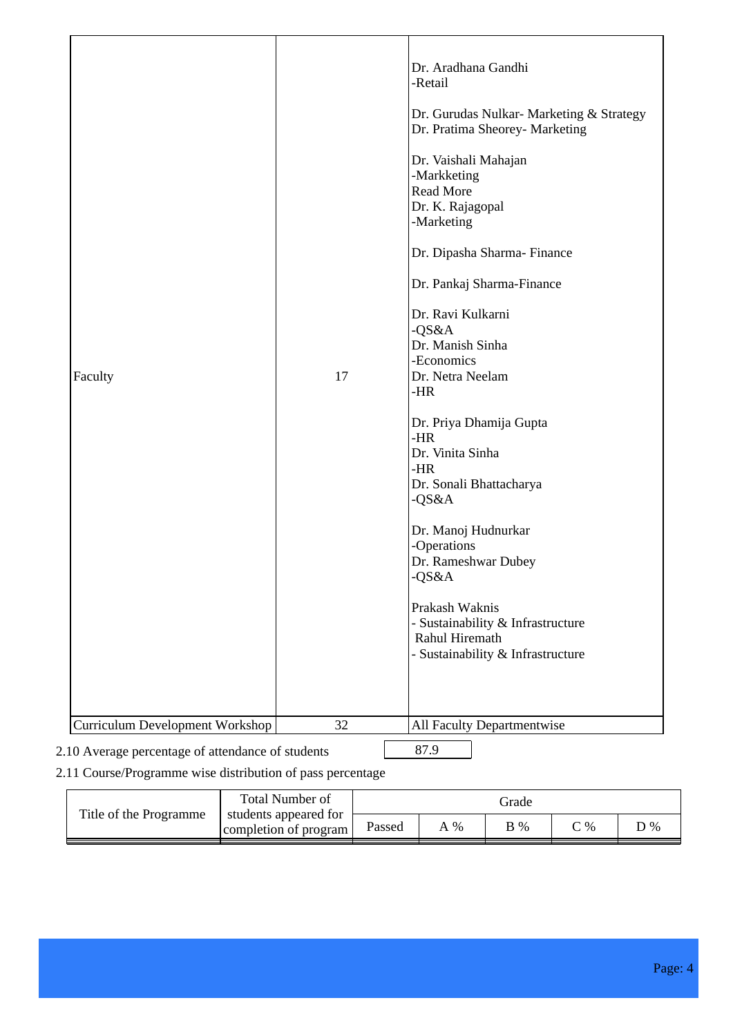| | | |
|---|---|---|
| Faculty | 17 | Dr. Aradhana Gandhi -Retail<br><br>Dr. Gurudas Nulkar- Marketing & Strategy<br>Dr. Pratima Sheorey- Marketing<br><br>Dr. Vaishali Mahajan -Markketing<br>Read More<br>Dr. K. Rajagopal -Marketing<br><br>Dr. Dipasha Sharma- Finance<br><br>Dr. Pankaj Sharma-Finance<br><br>Dr. Ravi Kulkarni -QS&A<br>Dr. Manish Sinha -Economics<br>Dr. Netra Neelam -HR<br><br>Dr. Priya Dhamija Gupta -HR<br>Dr. Vinita Sinha -HR<br>Dr. Sonali Bhattacharya -QS&A<br><br>Dr. Manoj Hudnurkar -Operations<br>Dr. Rameshwar Dubey -QS&A<br><br>Prakash Waknis - Sustainability & Infrastructure<br>Rahul Hiremath - Sustainability & Infrastructure |
| Curriculum Development Workshop | 32 | All Faculty Departmentwise |

2.10 Average percentage of attendance of students 87.9

2.11 Course/Programme wise distribution of pass percentage

| Title of the Programme | Total Number of students appeared for completion of program | Grade | | | | |
|---|---|---|---|---|---|---|
| | | Passed | A % | B % | C % | D % |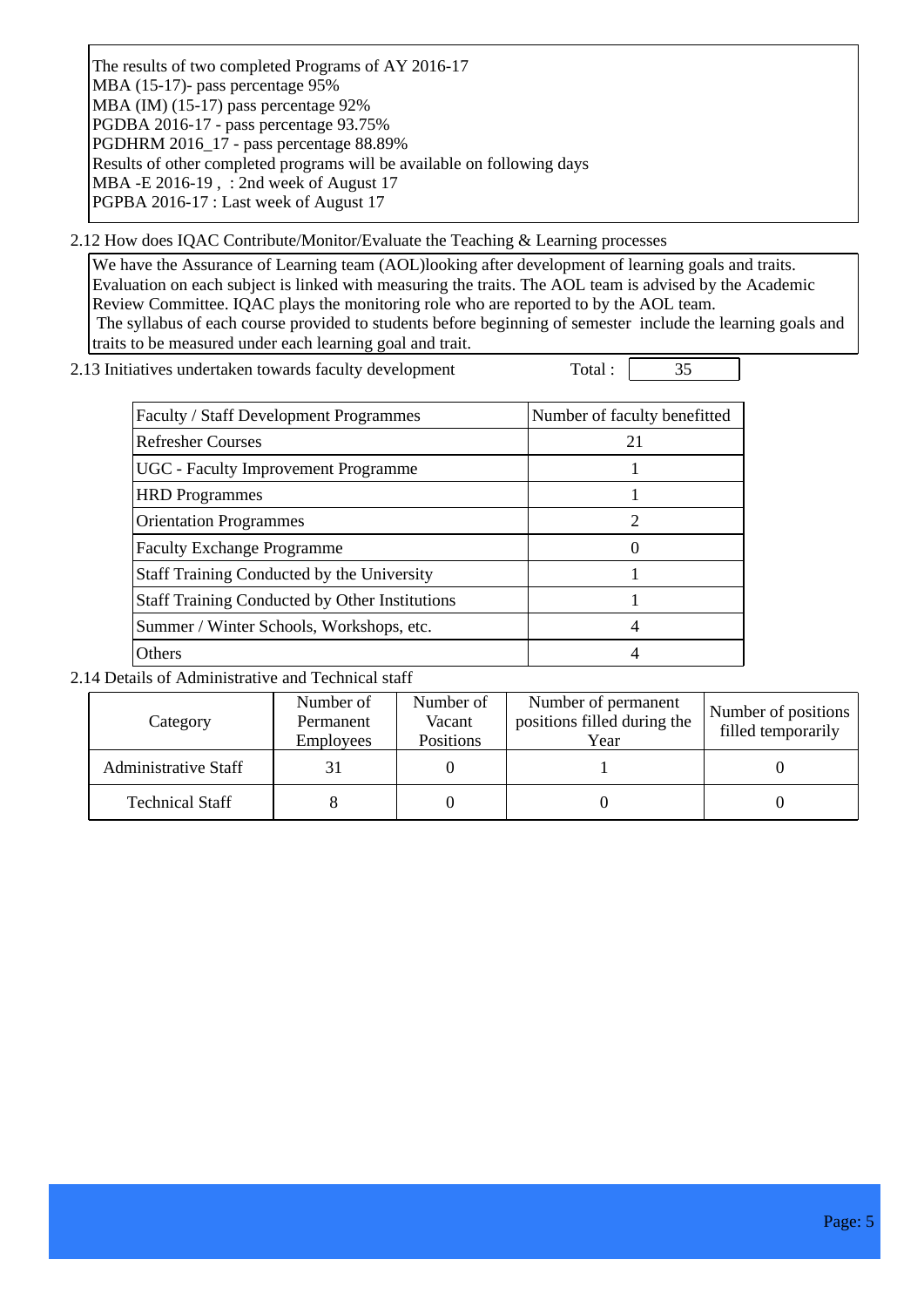The results of two completed Programs of AY 2016-17
MBA (15-17)- pass percentage 95%
MBA (IM) (15-17) pass percentage 92%
PGDBA 2016-17 - pass percentage 93.75%
PGDHRM 2016_17 - pass percentage 88.89%
Results of other completed programs will be available on following days
MBA -E 2016-19 , : 2nd week of August 17
PGPBA 2016-17 : Last week of August 17

2.12 How does IQAC Contribute/Monitor/Evaluate the Teaching & Learning processes

We have the Assurance of Learning team (AOL)looking after development of learning goals and traits. Evaluation on each subject is linked with measuring the traits. The AOL team is advised by the Academic Review Committee. IQAC plays the monitoring role who are reported to by the AOL team.
The syllabus of each course provided to students before beginning of semester include the learning goals and traits to be measured under each learning goal and trait.

2.13 Initiatives undertaken towards faculty development Total : 35

| Faculty / Staff Development Programmes | Number of faculty benefitted |
|---|---|
| Refresher Courses | 21 |
| UGC - Faculty Improvement Programme | 1 |
| HRD Programmes | 1 |
| Orientation Programmes | 2 |
| Faculty Exchange Programme | 0 |
| Staff Training Conducted by the University | 1 |
| Staff Training Conducted by Other Institutions | 1 |
| Summer / Winter Schools, Workshops, etc. | 4 |
| Others | 4 |

2.14 Details of Administrative and Technical staff

| Category | Number of Permanent Employees | Number of Vacant Positions | Number of permanent positions filled during the Year | Number of positions filled temporarily |
|---|---|---|---|---|
| Administrative Staff | 31 | 0 | 1 | 0 |
| Technical Staff | 8 | 0 | 0 | 0 |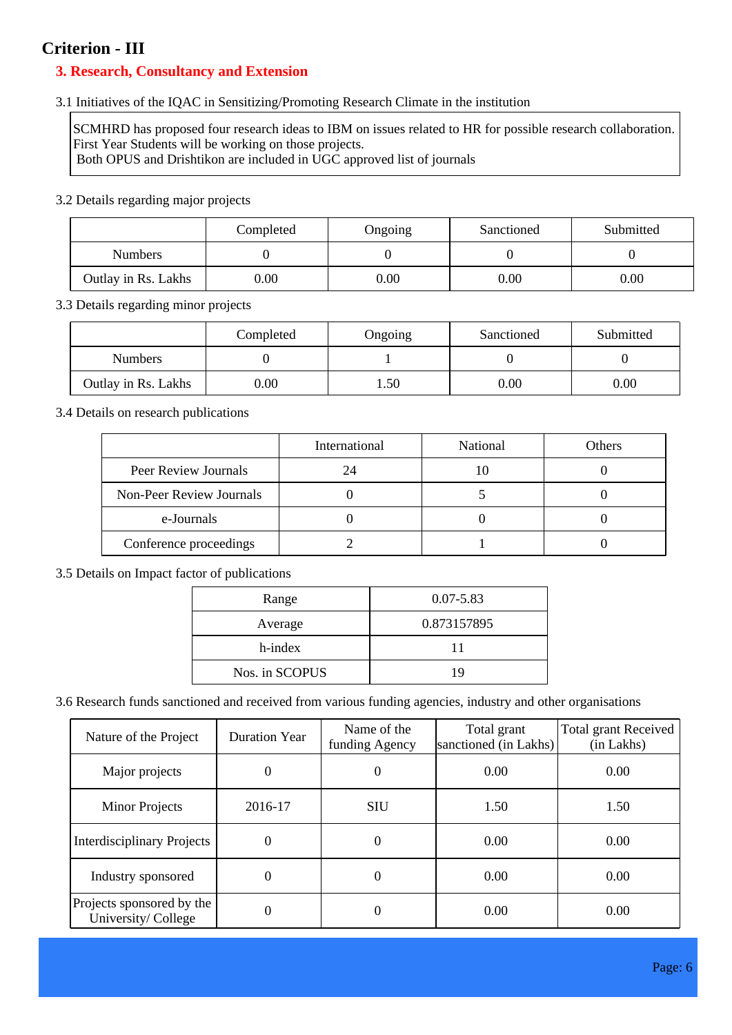## Criterion - III

### 3. Research, Consultancy and Extension

3.1 Initiatives of the IQAC in Sensitizing/Promoting Research Climate in the institution

SCMHRD has proposed four research ideas to IBM on issues related to HR for possible research collaboration. First Year Students will be working on those projects.
Both OPUS and Drishtikon are included in UGC approved list of journals

3.2 Details regarding major projects

| | Completed | Ongoing | Sanctioned | Submitted |
|---|---|---|---|---|
| Numbers | 0 | 0 | 0 | 0 |
| Outlay in Rs. Lakhs | 0.00 | 0.00 | 0.00 | 0.00 |

3.3 Details regarding minor projects

| | Completed | Ongoing | Sanctioned | Submitted |
|---|---|---|---|---|
| Numbers | 0 | 1 | 0 | 0 |
| Outlay in Rs. Lakhs | 0.00 | 1.50 | 0.00 | 0.00 |

3.4 Details on research publications

| | International | National | Others |
|---|---|---|---|
| Peer Review Journals | 24 | 10 | 0 |
| Non-Peer Review Journals | 0 | 5 | 0 |
| e-Journals | 0 | 0 | 0 |
| Conference proceedings | 2 | 1 | 0 |

3.5 Details on Impact factor of publications

| Range | 0.07-5.83 |
|---|---|
| Average | 0.873157895 |
| h-index | 11 |
| Nos. in SCOPUS | 19 |

3.6 Research funds sanctioned and received from various funding agencies, industry and other organisations

| Nature of the Project | Duration Year | Name of the funding Agency | Total grant sanctioned (in Lakhs) | Total grant Received (in Lakhs) |
|---|---|---|---|---|
| Major projects | 0 | 0 | 0.00 | 0.00 |
| Minor Projects | 2016-17 | SIU | 1.50 | 1.50 |
| Interdisciplinary Projects | 0 | 0 | 0.00 | 0.00 |
| Industry sponsored | 0 | 0 | 0.00 | 0.00 |
| Projects sponsored by the University/ College | 0 | 0 | 0.00 | 0.00 |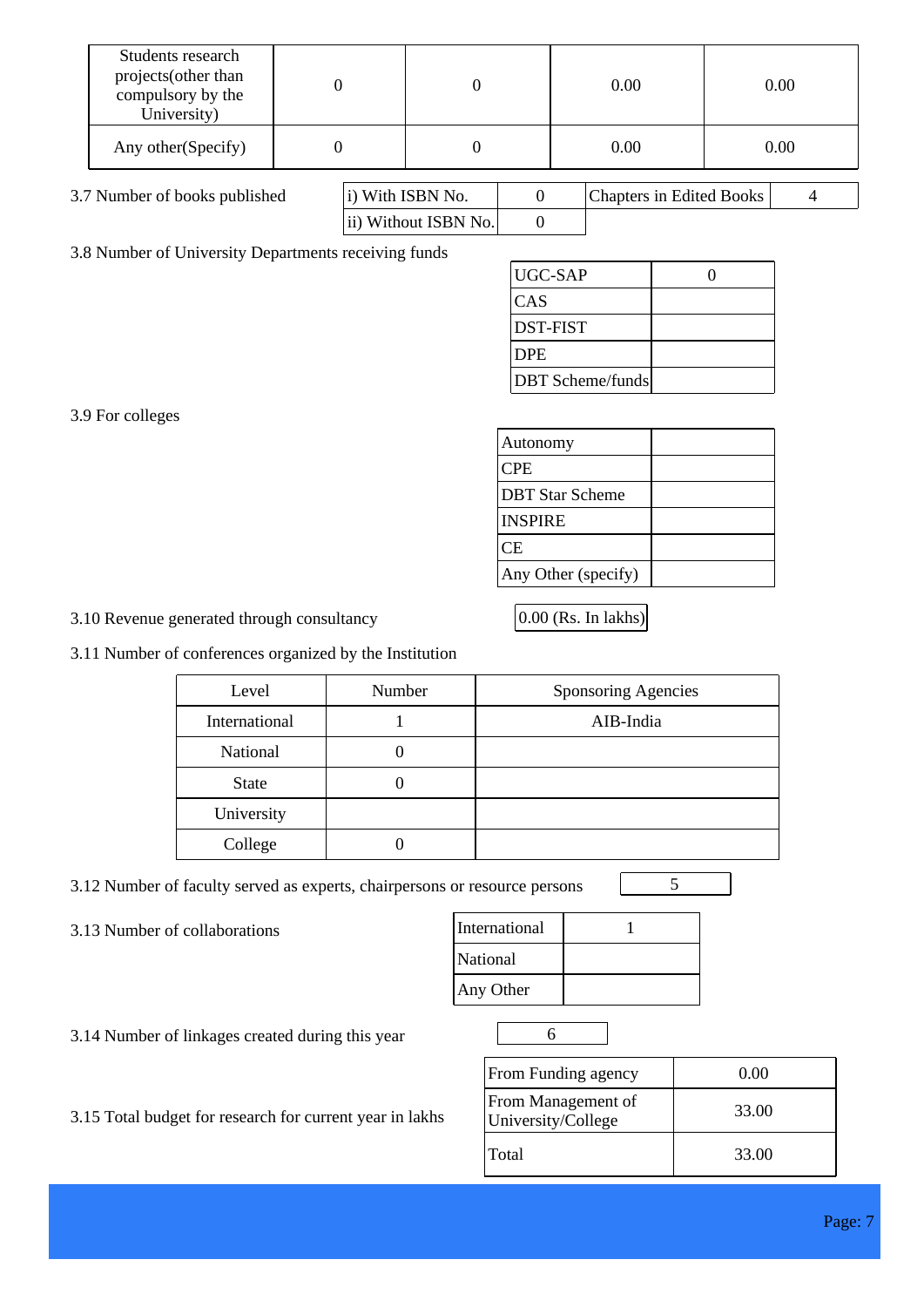| Students research projects(other than compulsory by the University) | 0 | 0 | 0.00 | 0.00 |
|---|---|---|---|---|
| Any other(Specify) | 0 | 0 | 0.00 | 0.00 |

3.7 Number of books published

| i) With ISBN No. | 0 | Chapters in Edited Books | 4 |
|---|---|---|---|
| ii) Without ISBN No. | 0 | | |

3.8 Number of University Departments receiving funds

| UGC-SAP | 0 |
|---|---|
| CAS | |
| DST-FIST | |
| DPE | |
| DBT Scheme/funds | |

3.9 For colleges

| Autonomy | |
|---|---|
| CPE | |
| DBT Star Scheme | |
| INSPIRE | |
| CE | |
| Any Other (specify) | |

3.10 Revenue generated through consultancy: 0.00 (Rs. In lakhs)

3.11 Number of conferences organized by the Institution

| Level | Number | Sponsoring Agencies |
|---|---|---|
| International | 1 | AIB-India |
| National | 0 | |
| State | 0 | |
| University | | |
| College | 0 | |

3.12 Number of faculty served as experts, chairpersons or resource persons: 5

3.13 Number of collaborations

| International | 1 |
|---|---|
| National | |
| Any Other | |

3.14 Number of linkages created during this year: 6

3.15 Total budget for research for current year in lakhs

| From Funding agency | 0.00 |
|---|---|
| From Management of University/College | 33.00 |
| Total | 33.00 |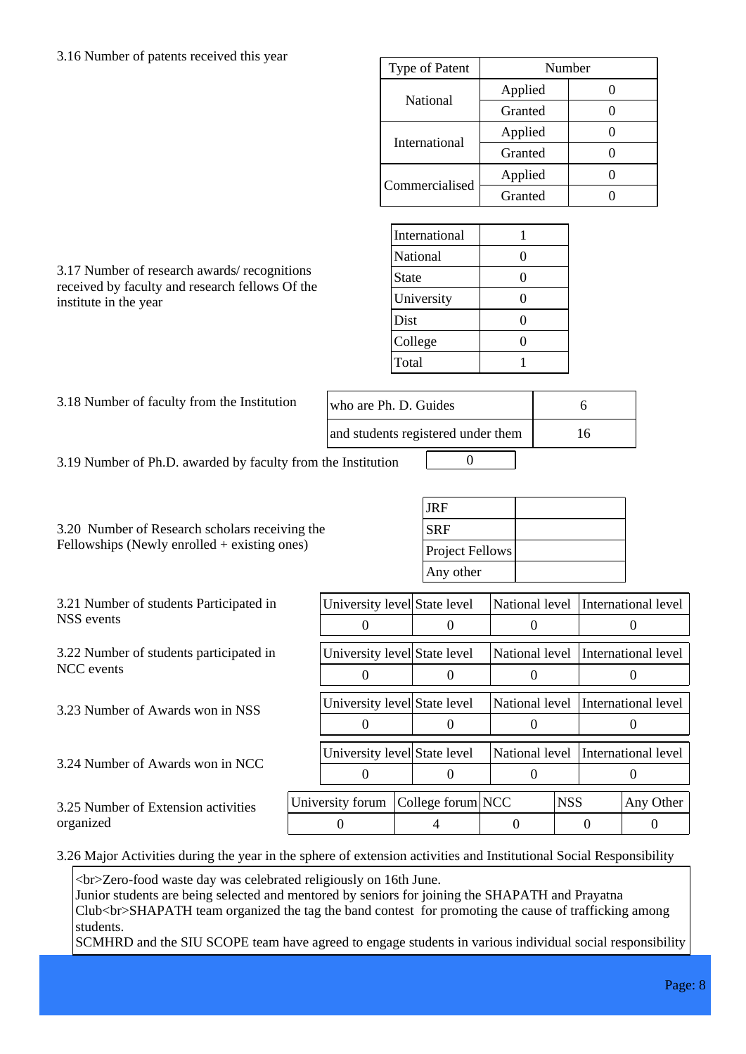3.16 Number of patents received this year

| Type of Patent | | Number |
|---|---|---|
| National | Applied | 0 |
| | Granted | 0 |
| International | Applied | 0 |
| | Granted | 0 |
| Commercialised | Applied | 0 |
| | Granted | 0 |

3.17 Number of research awards/ recognitions received by faculty and research fellows Of the institute in the year

| | |
|---|---|
| International | 1 |
| National | 0 |
| State | 0 |
| University | 0 |
| Dist | 0 |
| College | 0 |
| Total | 1 |

3.18 Number of faculty from the Institution

| | |
|---|---|
| who are Ph. D. Guides | 6 |
| and students registered under them | 16 |

3.19 Number of Ph.D. awarded by faculty from the Institution: 0

3.20 Number of Research scholars receiving the Fellowships (Newly enrolled + existing ones)

| | |
|---|---|
| JRF | |
| SRF | |
| Project Fellows | |
| Any other | |

3.21 Number of students Participated in NSS events

| University level | State level | National level | International level |
|---|---|---|---|
| 0 | 0 | 0 | 0 |

3.22 Number of students participated in NCC events

| University level | State level | National level | International level |
|---|---|---|---|
| 0 | 0 | 0 | 0 |

3.23 Number of Awards won in NSS

| University level | State level | National level | International level |
|---|---|---|---|
| 0 | 0 | 0 | 0 |

3.24 Number of Awards won in NCC

| University level | State level | National level | International level |
|---|---|---|---|
| 0 | 0 | 0 | 0 |

3.25 Number of Extension activities organized

| University forum | College forum | NCC | NSS | Any Other |
|---|---|---|---|---|
| 0 | 4 | 0 | 0 | 0 |

3.26 Major Activities during the year in the sphere of extension activities and Institutional Social Responsibility

<br>Zero-food waste day was celebrated religiously on 16th June.
Junior students are being selected and mentored by seniors for joining the SHAPATH and Prayatna Club<br>SHAPATH team organized the tag the band contest for promoting the cause of trafficking among students.
SCMHRD and the SIU SCOPE team have agreed to engage students in various individual social responsibility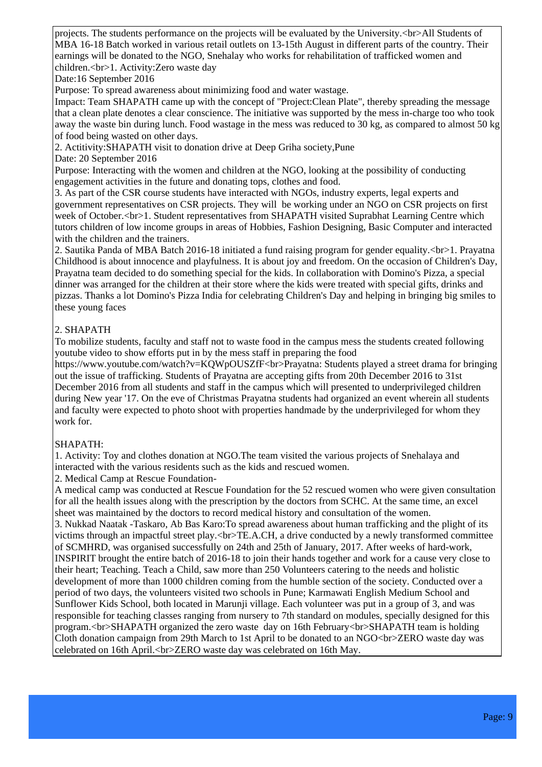projects. The students performance on the projects will be evaluated by the University.<br>All Students of MBA 16-18 Batch worked in various retail outlets on 13-15th August in different parts of the country. Their earnings will be donated to the NGO, Snehalay who works for rehabilitation of trafficked women and children.<br>1. Activity:Zero waste day

Date:16 September 2016

Purpose: To spread awareness about minimizing food and water wastage.

Impact: Team SHAPATH came up with the concept of "Project:Clean Plate", thereby spreading the message that a clean plate denotes a clear conscience. The initiative was supported by the mess in-charge too who took away the waste bin during lunch. Food wastage in the mess was reduced to 30 kg, as compared to almost 50 kg of food being wasted on other days.

2. Actitivity:SHAPATH visit to donation drive at Deep Griha society,Pune

Date: 20 September 2016

Purpose: Interacting with the women and children at the NGO, looking at the possibility of conducting engagement activities in the future and donating tops, clothes and food.

3. As part of the CSR course students have interacted with NGOs, industry experts, legal experts and government representatives on CSR projects. They will be working under an NGO on CSR projects on first week of October.<br>1. Student representatives from SHAPATH visited Suprabhat Learning Centre which tutors children of low income groups in areas of Hobbies, Fashion Designing, Basic Computer and interacted with the children and the trainers.

2. Sautika Panda of MBA Batch 2016-18 initiated a fund raising program for gender equality.<br>1. Prayatna Childhood is about innocence and playfulness. It is about joy and freedom. On the occasion of Children's Day, Prayatna team decided to do something special for the kids. In collaboration with Domino's Pizza, a special dinner was arranged for the children at their store where the kids were treated with special gifts, drinks and pizzas. Thanks a lot Domino's Pizza India for celebrating Children's Day and helping in bringing big smiles to these young faces

2. SHAPATH

To mobilize students, faculty and staff not to waste food in the campus mess the students created following youtube video to show efforts put in by the mess staff in preparing the food https://www.youtube.com/watch?v=KQWpOUSZfF<br>Prayatna: Students played a street drama for bringing out the issue of trafficking. Students of Prayatna are accepting gifts from 20th December 2016 to 31st December 2016 from all students and staff in the campus which will presented to underprivileged children during New year '17. On the eve of Christmas Prayatna students had organized an event wherein all students and faculty were expected to photo shoot with properties handmade by the underprivileged for whom they work for.

SHAPATH:

1. Activity: Toy and clothes donation at NGO.The team visited the various projects of Snehalaya and interacted with the various residents such as the kids and rescued women.

2. Medical Camp at Rescue Foundation-

A medical camp was conducted at Rescue Foundation for the 52 rescued women who were given consultation for all the health issues along with the prescription by the doctors from SCHC. At the same time, an excel sheet was maintained by the doctors to record medical history and consultation of the women.

3. Nukkad Naatak -Taskaro, Ab Bas Karo:To spread awareness about human trafficking and the plight of its victims through an impactful street play.<br>TE.A.CH, a drive conducted by a newly transformed committee of SCMHRD, was organised successfully on 24th and 25th of January, 2017. After weeks of hard-work, INSPIRIT brought the entire batch of 2016-18 to join their hands together and work for a cause very close to their heart; Teaching. Teach a Child, saw more than 250 Volunteers catering to the needs and holistic development of more than 1000 children coming from the humble section of the society. Conducted over a period of two days, the volunteers visited two schools in Pune; Karmawati English Medium School and Sunflower Kids School, both located in Marunji village. Each volunteer was put in a group of 3, and was responsible for teaching classes ranging from nursery to 7th standard on modules, specially designed for this program.<br>SHAPATH organized the zero waste day on 16th February<br>SHAPATH team is holding Cloth donation campaign from 29th March to 1st April to be donated to an NGO<br>ZERO waste day was celebrated on 16th April.<br>ZERO waste day was celebrated on 16th May.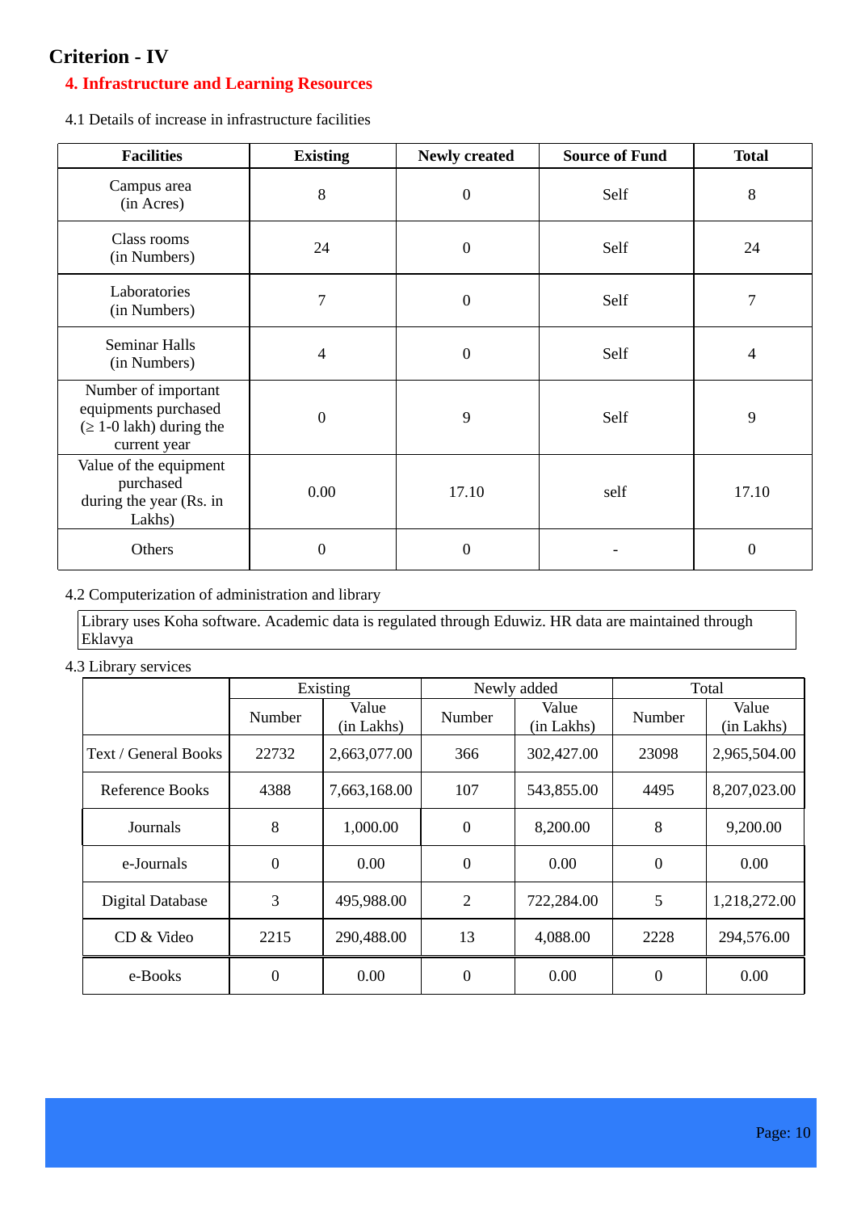## Criterion - IV

### 4. Infrastructure and Learning Resources

4.1 Details of increase in infrastructure facilities

| Facilities | Existing | Newly created | Source of Fund | Total |
|---|---|---|---|---|
| Campus area (in Acres) | 8 | 0 | Self | 8 |
| Class rooms (in Numbers) | 24 | 0 | Self | 24 |
| Laboratories (in Numbers) | 7 | 0 | Self | 7 |
| Seminar Halls (in Numbers) | 4 | 0 | Self | 4 |
| Number of important equipments purchased (≥ 1-0 lakh) during the current year | 0 | 9 | Self | 9 |
| Value of the equipment purchased during the year (Rs. in Lakhs) | 0.00 | 17.10 | self | 17.10 |
| Others | 0 | 0 | - | 0 |

4.2 Computerization of administration and library

Library uses Koha software. Academic data is regulated through Eduwiz. HR data are maintained through Eklavya

4.3 Library services

| | Existing | | Newly added | | Total | |
|---|---|---|---|---|---|---|
| | Number | Value (in Lakhs) | Number | Value (in Lakhs) | Number | Value (in Lakhs) |
| Text / General Books | 22732 | 2,663,077.00 | 366 | 302,427.00 | 23098 | 2,965,504.00 |
| Reference Books | 4388 | 7,663,168.00 | 107 | 543,855.00 | 4495 | 8,207,023.00 |
| Journals | 8 | 1,000.00 | 0 | 8,200.00 | 8 | 9,200.00 |
| e-Journals | 0 | 0.00 | 0 | 0.00 | 0 | 0.00 |
| Digital Database | 3 | 495,988.00 | 2 | 722,284.00 | 5 | 1,218,272.00 |
| CD & Video | 2215 | 290,488.00 | 13 | 4,088.00 | 2228 | 294,576.00 |
| e-Books | 0 | 0.00 | 0 | 0.00 | 0 | 0.00 |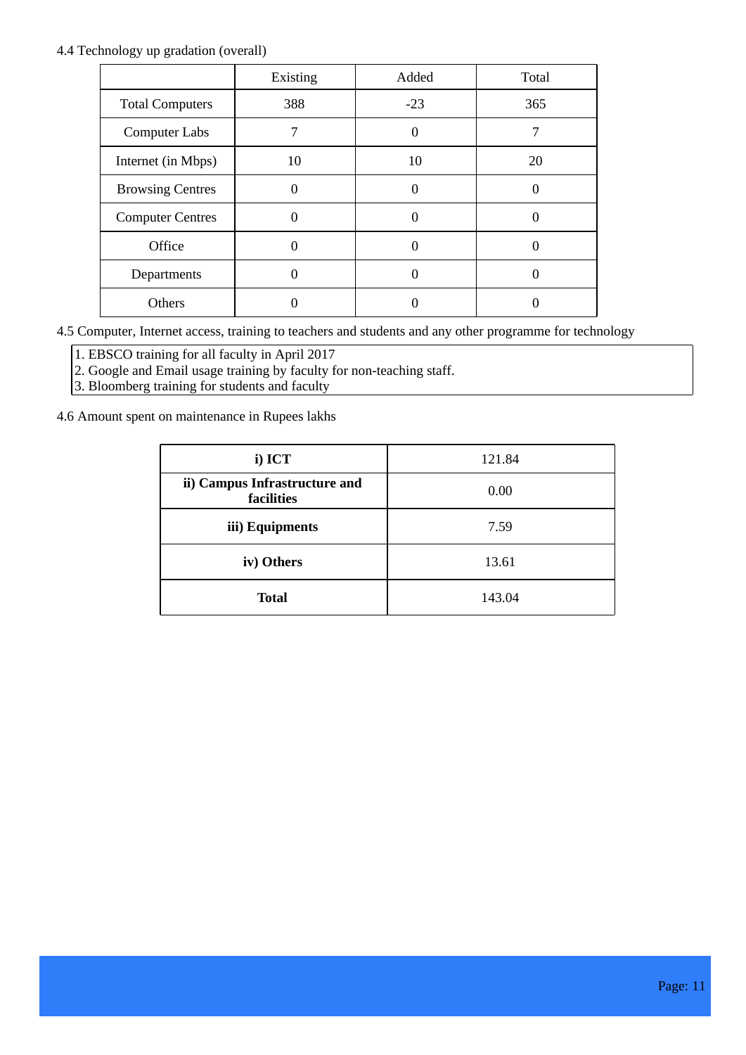4.4 Technology up gradation (overall)

| | Existing | Added | Total |
|---|---|---|---|
| Total Computers | 388 | -23 | 365 |
| Computer Labs | 7 | 0 | 7 |
| Internet (in Mbps) | 10 | 10 | 20 |
| Browsing Centres | 0 | 0 | 0 |
| Computer Centres | 0 | 0 | 0 |
| Office | 0 | 0 | 0 |
| Departments | 0 | 0 | 0 |
| Others | 0 | 0 | 0 |

4.5 Computer, Internet access, training to teachers and students and any other programme for technology

1. EBSCO training for all faculty in April 2017
2. Google and Email usage training by faculty for non-teaching staff.
3. Bloomberg training for students and faculty

4.6 Amount spent on maintenance in Rupees lakhs

| | |
|---|---|
| **i) ICT** | 121.84 |
| **ii) Campus Infrastructure and facilities** | 0.00 |
| **iii) Equipments** | 7.59 |
| **iv) Others** | 13.61 |
| **Total** | 143.04 |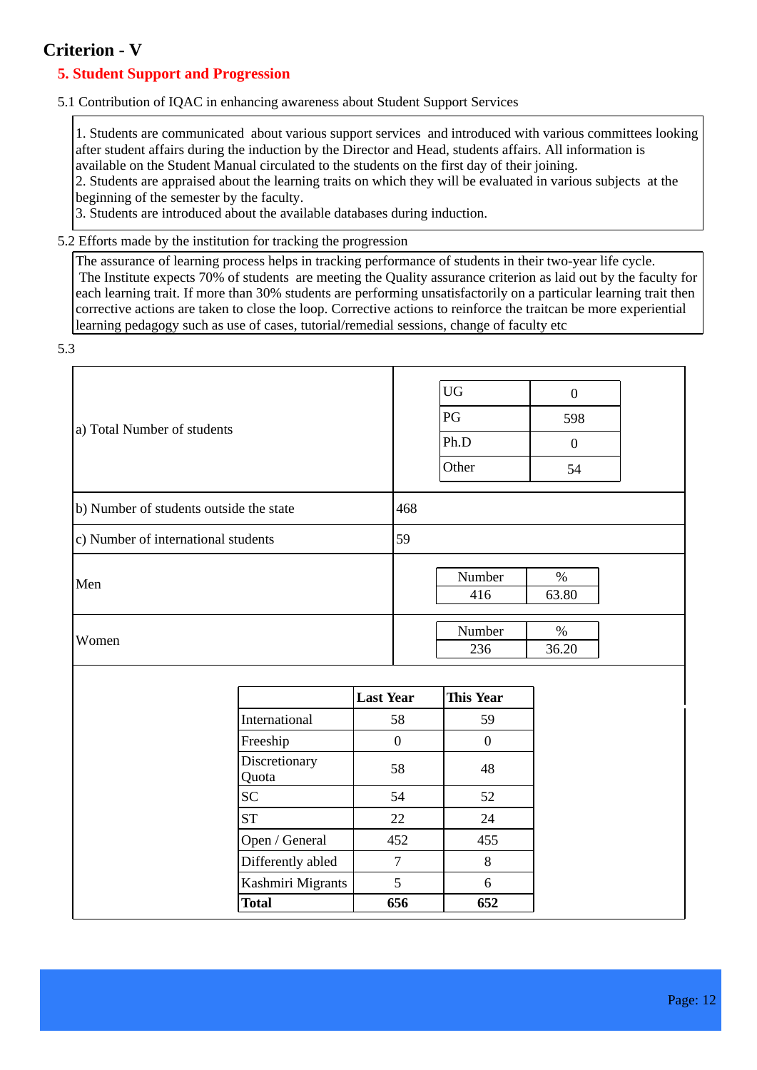## Criterion - V

### 5. Student Support and Progression

5.1 Contribution of IQAC in enhancing awareness about Student Support Services

1. Students are communicated about various support services and introduced with various committees looking after student affairs during the induction by the Director and Head, students affairs. All information is available on the Student Manual circulated to the students on the first day of their joining.
2. Students are appraised about the learning traits on which they will be evaluated in various subjects at the beginning of the semester by the faculty.
3. Students are introduced about the available databases during induction.

5.2 Efforts made by the institution for tracking the progression

The assurance of learning process helps in tracking performance of students in their two-year life cycle. The Institute expects 70% of students are meeting the Quality assurance criterion as laid out by the faculty for each learning trait. If more than 30% students are performing unsatisfactorily on a particular learning trait then corrective actions are taken to close the loop. Corrective actions to reinforce the traitcan be more experiential learning pedagogy such as use of cases, tutorial/remedial sessions, change of faculty etc

5.3

a) Total Number of students

| | |
|---|---|
| UG | 0 |
| PG | 598 |
| Ph.D | 0 |
| Other | 54 |

b) Number of students outside the state: 468

c) Number of international students: 59

| | Number | % |
|---|---|---|
| Men | 416 | 63.80 |
| Women | 236 | 36.20 |

| | Last Year | This Year |
|---|---|---|
| International | 58 | 59 |
| Freeship | 0 | 0 |
| Discretionary Quota | 58 | 48 |
| SC | 54 | 52 |
| ST | 22 | 24 |
| Open / General | 452 | 455 |
| Differently abled | 7 | 8 |
| Kashmiri Migrants | 5 | 6 |
| **Total** | **656** | **652** |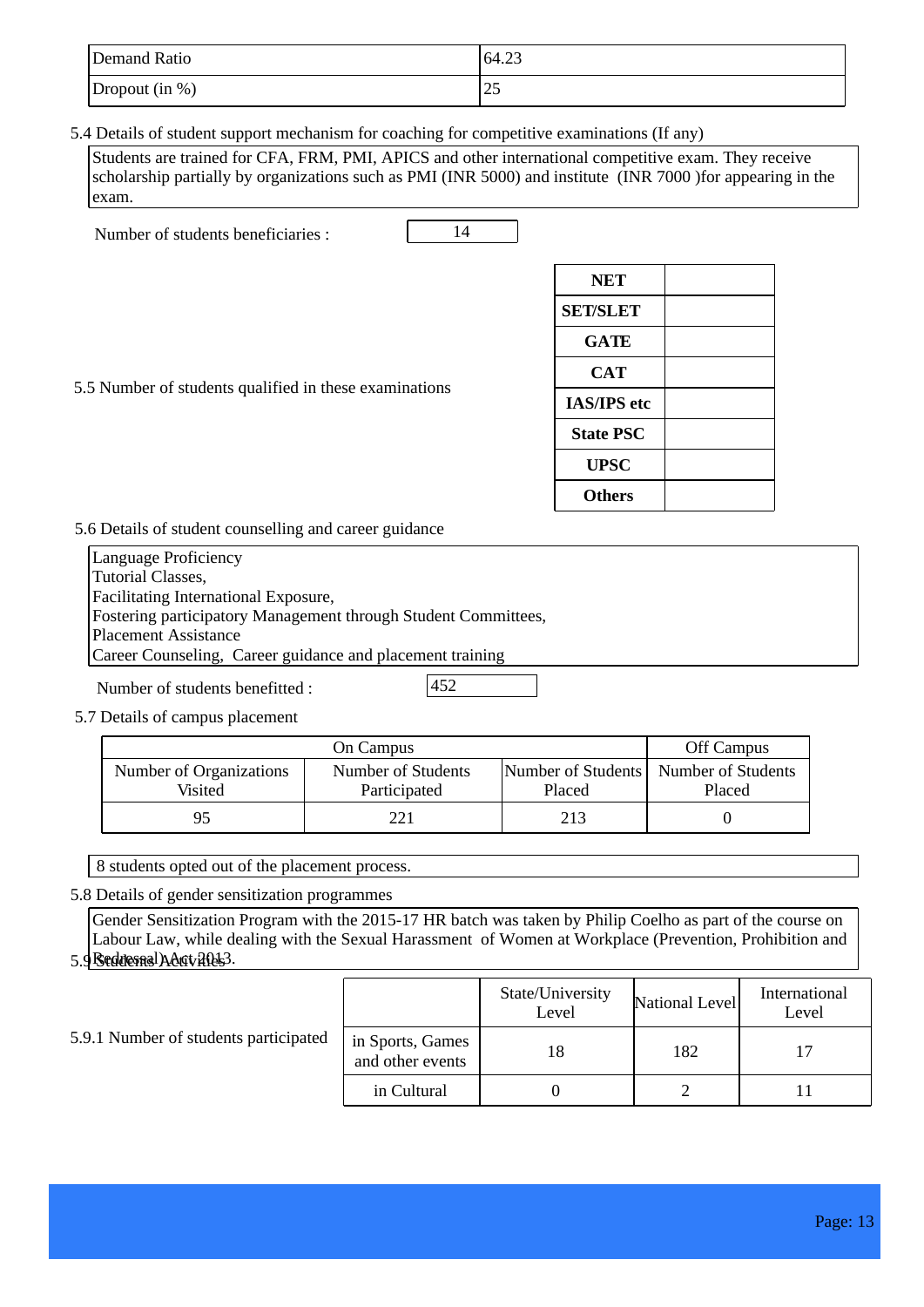| Demand Ratio | 64.23 |
|---|---|
| Dropout (in %) | 25 |

5.4 Details of student support mechanism for coaching for competitive examinations (If any)

Students are trained for CFA, FRM, PMI, APICS and other international competitive exam. They receive scholarship partially by organizations such as PMI (INR 5000) and institute (INR 7000 )for appearing in the exam.

Number of students beneficiaries : 14

5.5 Number of students qualified in these examinations

| Examination | Number |
|---|---|
| **NET** | |
| **SET/SLET** | |
| **GATE** | |
| **CAT** | |
| **IAS/IPS etc** | |
| **State PSC** | |
| **UPSC** | |
| **Others** | |

5.6 Details of student counselling and career guidance

Language Proficiency
Tutorial Classes,
Facilitating International Exposure,
Fostering participatory Management through Student Committees,
Placement Assistance
Career Counseling, Career guidance and placement training

Number of students benefitted : 452

5.7 Details of campus placement

| On Campus | | | Off Campus |
|---|---|---|---|
| Number of Organizations Visited | Number of Students Participated | Number of Students Placed | Number of Students Placed |
| 95 | 221 | 213 | 0 |

8 students opted out of the placement process.

5.8 Details of gender sensitization programmes

Gender Sensitization Program with the 2015-17 HR batch was taken by Philip Coelho as part of the course on Labour Law, while dealing with the Sexual Harassment of Women at Workplace (Prevention, Prohibition and Redressal) Act 2013.

5.9 Students Activities

5.9.1 Number of students participated

| | State/University Level | National Level | International Level |
|---|---|---|---|
| in Sports, Games and other events | 18 | 182 | 17 |
| in Cultural | 0 | 2 | 11 |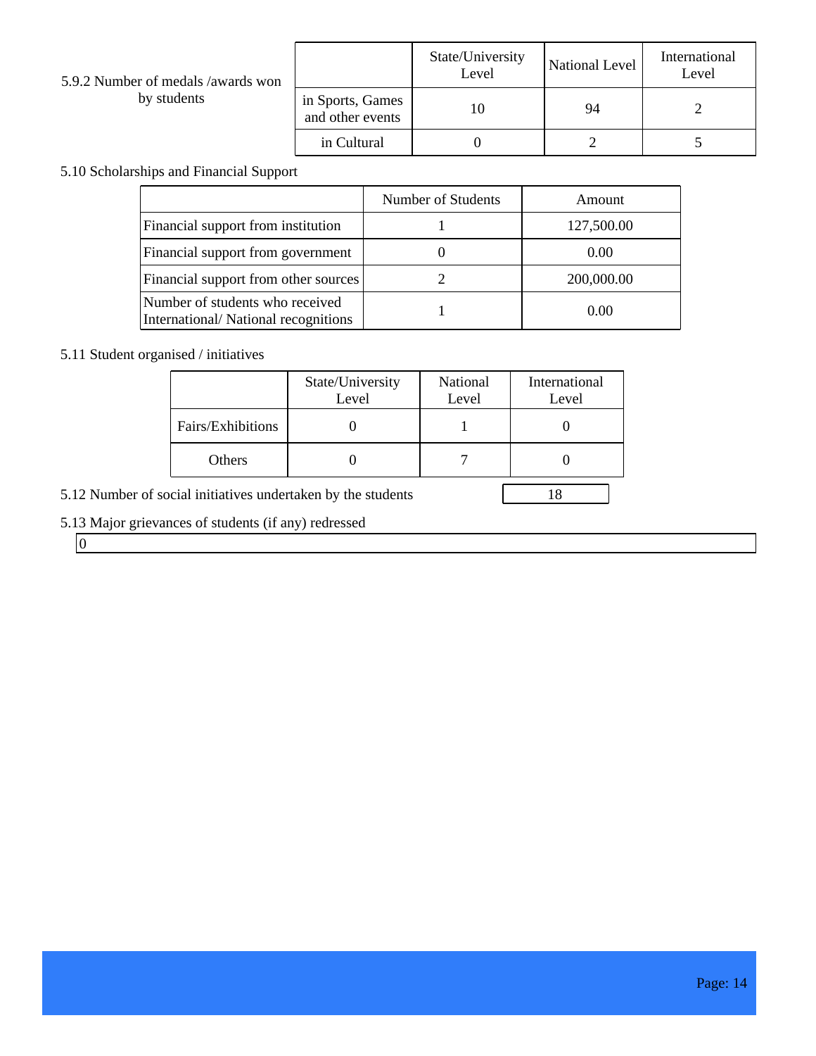5.9.2 Number of medals /awards won by students

| | State/University Level | National Level | International Level |
|---|---|---|---|
| in Sports, Games and other events | 10 | 94 | 2 |
| in Cultural | 0 | 2 | 5 |

5.10 Scholarships and Financial Support

| | Number of Students | Amount |
|---|---|---|
| Financial support from institution | 1 | 127,500.00 |
| Financial support from government | 0 | 0.00 |
| Financial support from other sources | 2 | 200,000.00 |
| Number of students who received International/ National recognitions | 1 | 0.00 |

5.11 Student organised / initiatives

| | State/University Level | National Level | International Level |
|---|---|---|---|
| Fairs/Exhibitions | 0 | 1 | 0 |
| Others | 0 | 7 | 0 |

5.12 Number of social initiatives undertaken by the students: 18

5.13 Major grievances of students (if any) redressed

0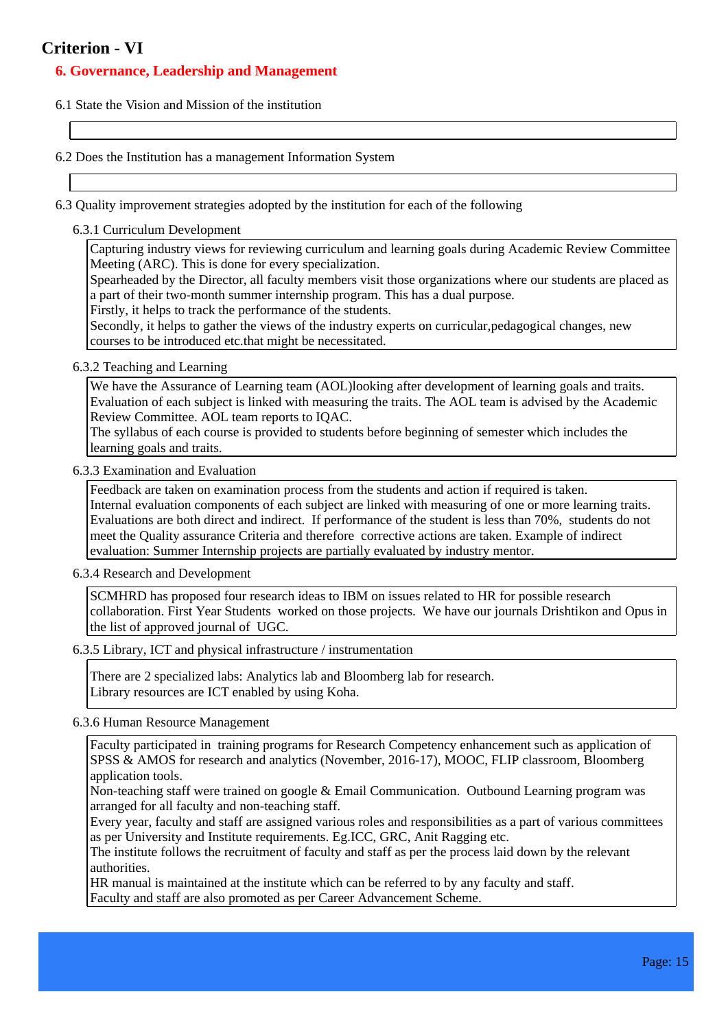# Criterion - VI

## 6. Governance, Leadership and Management

6.1 State the Vision and Mission of the institution

6.2 Does the Institution has a management Information System

6.3 Quality improvement strategies adopted by the institution for each of the following

### 6.3.1 Curriculum Development

Capturing industry views for reviewing curriculum and learning goals during Academic Review Committee Meeting (ARC). This is done for every specialization.
Spearheaded by the Director, all faculty members visit those organizations where our students are placed as a part of their two-month summer internship program. This has a dual purpose.
Firstly, it helps to track the performance of the students.
Secondly, it helps to gather the views of the industry experts on curricular,pedagogical changes, new courses to be introduced etc.that might be necessitated.

### 6.3.2 Teaching and Learning

We have the Assurance of Learning team (AOL)looking after development of learning goals and traits. Evaluation of each subject is linked with measuring the traits. The AOL team is advised by the Academic Review Committee. AOL team reports to IQAC.
The syllabus of each course is provided to students before beginning of semester which includes the learning goals and traits.

### 6.3.3 Examination and Evaluation

Feedback are taken on examination process from the students and action if required is taken.
Internal evaluation components of each subject are linked with measuring of one or more learning traits. Evaluations are both direct and indirect. If performance of the student is less than 70%, students do not meet the Quality assurance Criteria and therefore corrective actions are taken. Example of indirect evaluation: Summer Internship projects are partially evaluated by industry mentor.

### 6.3.4 Research and Development

SCMHRD has proposed four research ideas to IBM on issues related to HR for possible research collaboration. First Year Students worked on those projects. We have our journals Drishtikon and Opus in the list of approved journal of UGC.

### 6.3.5 Library, ICT and physical infrastructure / instrumentation

There are 2 specialized labs: Analytics lab and Bloomberg lab for research.
Library resources are ICT enabled by using Koha.

### 6.3.6 Human Resource Management

Faculty participated in training programs for Research Competency enhancement such as application of SPSS & AMOS for research and analytics (November, 2016-17), MOOC, FLIP classroom, Bloomberg application tools.
Non-teaching staff were trained on google & Email Communication. Outbound Learning program was arranged for all faculty and non-teaching staff.
Every year, faculty and staff are assigned various roles and responsibilities as a part of various committees as per University and Institute requirements. Eg.ICC, GRC, Anit Ragging etc.
The institute follows the recruitment of faculty and staff as per the process laid down by the relevant authorities.
HR manual is maintained at the institute which can be referred to by any faculty and staff.
Faculty and staff are also promoted as per Career Advancement Scheme.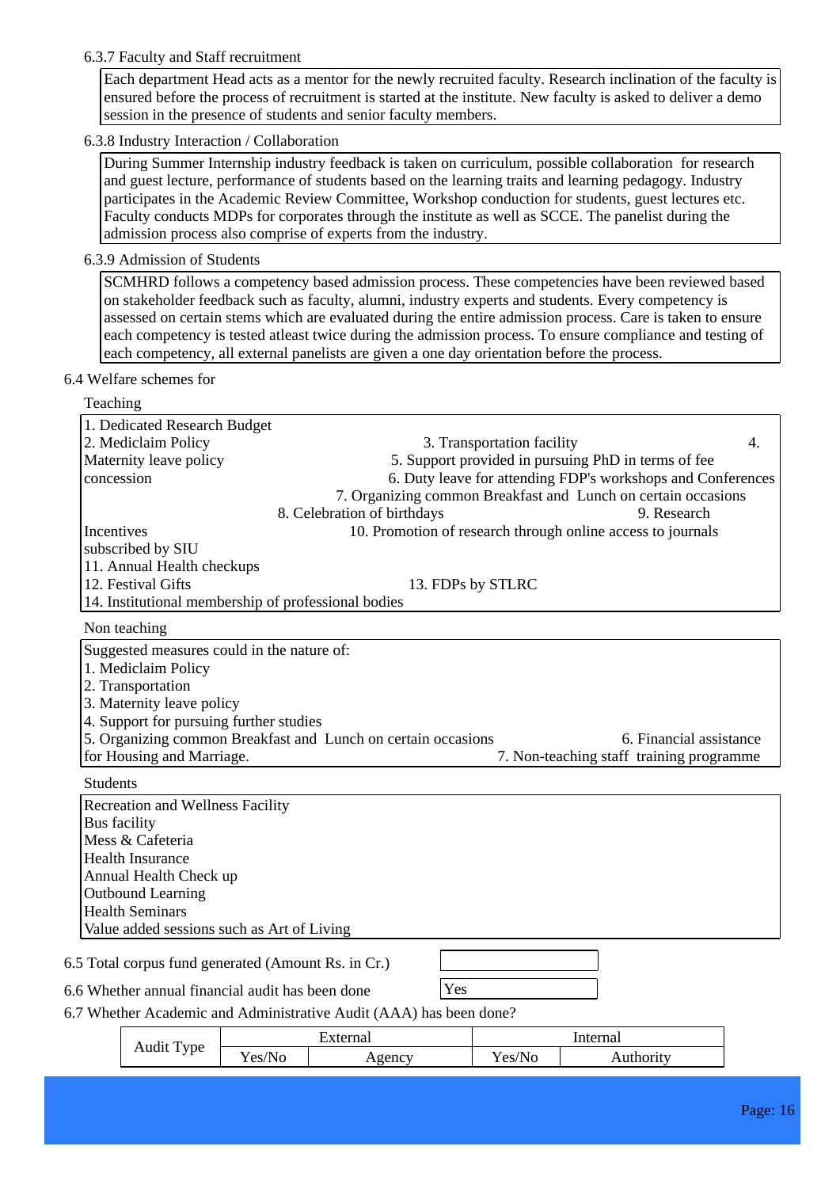6.3.7 Faculty and Staff recruitment

Each department Head acts as a mentor for the newly recruited faculty. Research inclination of the faculty is ensured before the process of recruitment is started at the institute. New faculty is asked to deliver a demo session in the presence of students and senior faculty members.

6.3.8 Industry Interaction / Collaboration

During Summer Internship industry feedback is taken on curriculum, possible collaboration for research and guest lecture, performance of students based on the learning traits and learning pedagogy. Industry participates in the Academic Review Committee, Workshop conduction for students, guest lectures etc. Faculty conducts MDPs for corporates through the institute as well as SCCE. The panelist during the admission process also comprise of experts from the industry.

6.3.9 Admission of Students

SCMHRD follows a competency based admission process. These competencies have been reviewed based on stakeholder feedback such as faculty, alumni, industry experts and students. Every competency is assessed on certain stems which are evaluated during the entire admission process. Care is taken to ensure each competency is tested atleast twice during the admission process. To ensure compliance and testing of each competency, all external panelists are given a one day orientation before the process.

6.4 Welfare schemes for

Teaching

1. Dedicated Research Budget
2. Mediclaim Policy
3. Transportation facility
4. Maternity leave policy
5. Support provided in pursuing PhD in terms of fee concession
6. Duty leave for attending FDP's workshops and Conferences
7. Organizing common Breakfast and Lunch on certain occasions
8. Celebration of birthdays
9. Research Incentives
10. Promotion of research through online access to journals subscribed by SIU
11. Annual Health checkups
12. Festival Gifts
13. FDPs by STLRC
14. Institutional membership of professional bodies

Non teaching

Suggested measures could in the nature of:
1. Mediclaim Policy
2. Transportation
3. Maternity leave policy
4. Support for pursuing further studies
5. Organizing common Breakfast and Lunch on certain occasions
6. Financial assistance for Housing and Marriage.
7. Non-teaching staff training programme

Students

Recreation and Wellness Facility
Bus facility
Mess & Cafeteria
Health Insurance
Annual Health Check up
Outbound Learning
Health Seminars
Value added sessions such as Art of Living

6.5 Total corpus fund generated (Amount Rs. in Cr.)

6.6 Whether annual financial audit has been done: Yes

6.7 Whether Academic and Administrative Audit (AAA) has been done?

| Audit Type | External | | Internal | |
|---|---|---|---|---|
| | Yes/No | Agency | Yes/No | Authority |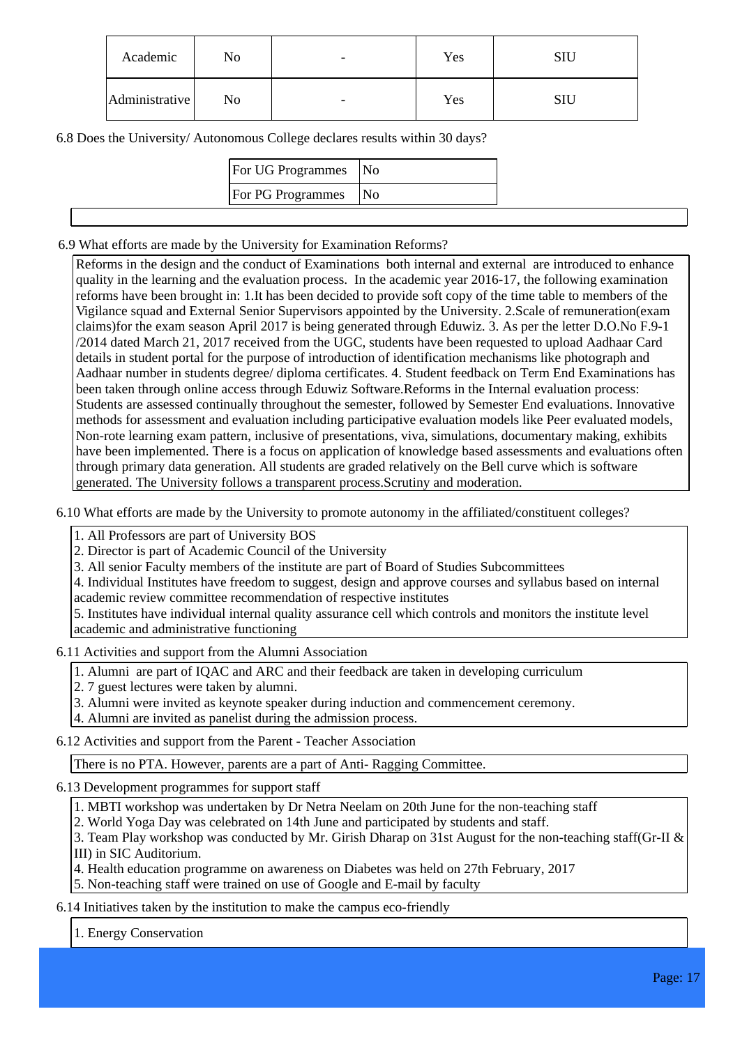| Academic | No | - | Yes | SIU |
|---|---|---|---|---|
| Administrative | No | - | Yes | SIU |

6.8 Does the University/ Autonomous College declares results within 30 days?

| For UG Programmes | No |
|---|---|
| For PG Programmes | No |

6.9 What efforts are made by the University for Examination Reforms?

Reforms in the design and the conduct of Examinations both internal and external are introduced to enhance quality in the learning and the evaluation process. In the academic year 2016-17, the following examination reforms have been brought in: 1.It has been decided to provide soft copy of the time table to members of the Vigilance squad and External Senior Supervisors appointed by the University. 2.Scale of remuneration(exam claims)for the exam season April 2017 is being generated through Eduwiz. 3. As per the letter D.O.No F.9-1 /2014 dated March 21, 2017 received from the UGC, students have been requested to upload Aadhaar Card details in student portal for the purpose of introduction of identification mechanisms like photograph and Aadhaar number in students degree/ diploma certificates. 4. Student feedback on Term End Examinations has been taken through online access through Eduwiz Software.Reforms in the Internal evaluation process: Students are assessed continually throughout the semester, followed by Semester End evaluations. Innovative methods for assessment and evaluation including participative evaluation models like Peer evaluated models, Non-rote learning exam pattern, inclusive of presentations, viva, simulations, documentary making, exhibits have been implemented. There is a focus on application of knowledge based assessments and evaluations often through primary data generation. All students are graded relatively on the Bell curve which is software generated. The University follows a transparent process.Scrutiny and moderation.

6.10 What efforts are made by the University to promote autonomy in the affiliated/constituent colleges?

1. All Professors are part of University BOS
2. Director is part of Academic Council of the University
3. All senior Faculty members of the institute are part of Board of Studies Subcommittees
4. Individual Institutes have freedom to suggest, design and approve courses and syllabus based on internal academic review committee recommendation of respective institutes
5. Institutes have individual internal quality assurance cell which controls and monitors the institute level academic and administrative functioning

6.11 Activities and support from the Alumni Association

1. Alumni are part of IQAC and ARC and their feedback are taken in developing curriculum
2. 7 guest lectures were taken by alumni.
3. Alumni were invited as keynote speaker during induction and commencement ceremony.
4. Alumni are invited as panelist during the admission process.

6.12 Activities and support from the Parent - Teacher Association

There is no PTA. However, parents are a part of Anti- Ragging Committee.

6.13 Development programmes for support staff

1. MBTI workshop was undertaken by Dr Netra Neelam on 20th June for the non-teaching staff
2. World Yoga Day was celebrated on 14th June and participated by students and staff.
3. Team Play workshop was conducted by Mr. Girish Dharap on 31st August for the non-teaching staff(Gr-II & III) in SIC Auditorium.
4. Health education programme on awareness on Diabetes was held on 27th February, 2017
5. Non-teaching staff were trained on use of Google and E-mail by faculty

6.14 Initiatives taken by the institution to make the campus eco-friendly

1. Energy Conservation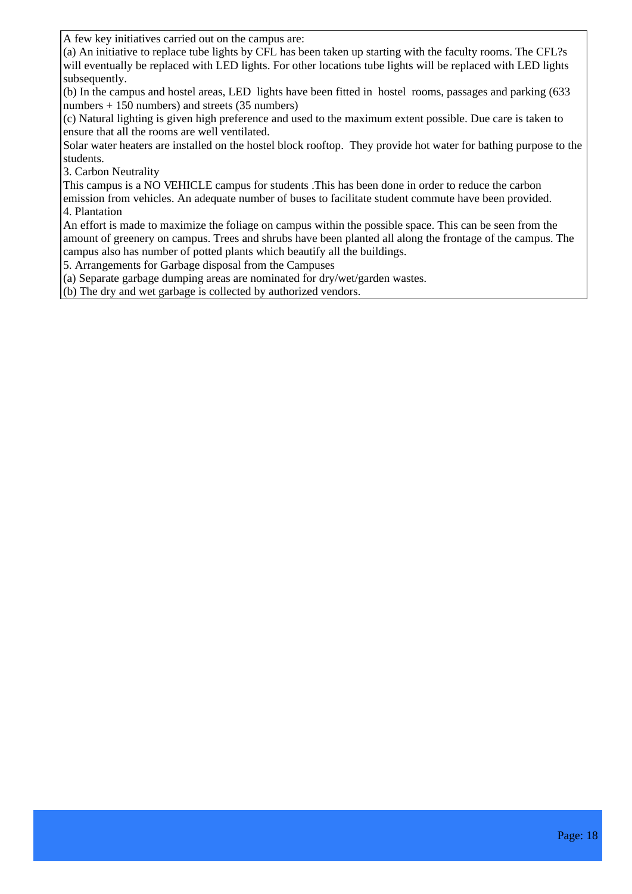A few key initiatives carried out on the campus are:

(a) An initiative to replace tube lights by CFL has been taken up starting with the faculty rooms. The CFL?s will eventually be replaced with LED lights. For other locations tube lights will be replaced with LED lights subsequently.

(b) In the campus and hostel areas, LED lights have been fitted in hostel rooms, passages and parking (633 numbers + 150 numbers) and streets (35 numbers)

(c) Natural lighting is given high preference and used to the maximum extent possible. Due care is taken to ensure that all the rooms are well ventilated.

Solar water heaters are installed on the hostel block rooftop. They provide hot water for bathing purpose to the students.

3. Carbon Neutrality

This campus is a NO VEHICLE campus for students .This has been done in order to reduce the carbon emission from vehicles. An adequate number of buses to facilitate student commute have been provided.

4. Plantation

An effort is made to maximize the foliage on campus within the possible space. This can be seen from the amount of greenery on campus. Trees and shrubs have been planted all along the frontage of the campus. The campus also has number of potted plants which beautify all the buildings.

5. Arrangements for Garbage disposal from the Campuses

(a) Separate garbage dumping areas are nominated for dry/wet/garden wastes.

(b) The dry and wet garbage is collected by authorized vendors.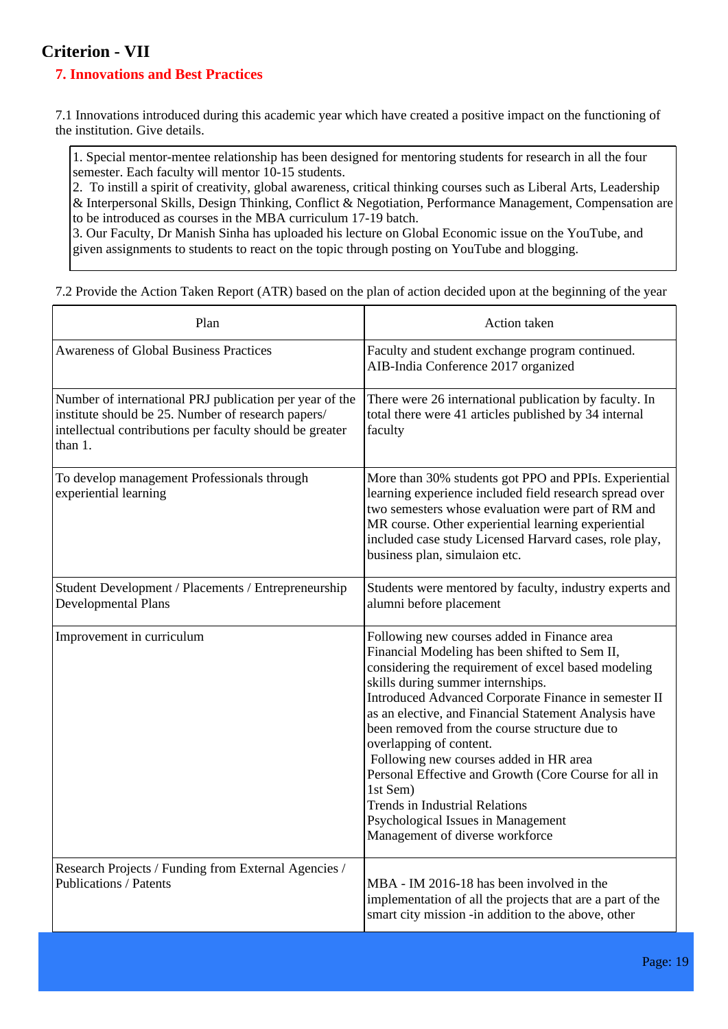# Criterion - VII

## 7. Innovations and Best Practices

7.1 Innovations introduced during this academic year which have created a positive impact on the functioning of the institution. Give details.

1. Special mentor-mentee relationship has been designed for mentoring students for research in all the four semester. Each faculty will mentor 10-15 students.
2. To instill a spirit of creativity, global awareness, critical thinking courses such as Liberal Arts, Leadership & Interpersonal Skills, Design Thinking, Conflict & Negotiation, Performance Management, Compensation are to be introduced as courses in the MBA curriculum 17-19 batch.
3. Our Faculty, Dr Manish Sinha has uploaded his lecture on Global Economic issue on the YouTube, and given assignments to students to react on the topic through posting on YouTube and blogging.

7.2 Provide the Action Taken Report (ATR) based on the plan of action decided upon at the beginning of the year

| Plan | Action taken |
|---|---|
| Awareness of Global Business Practices | Faculty and student exchange program continued. AIB-India Conference 2017 organized |
| Number of international PRJ publication per year of the institute should be 25. Number of research papers/ intellectual contributions per faculty should be greater than 1. | There were 26 international publication by faculty. In total there were 41 articles published by 34 internal faculty |
| To develop management Professionals through experiential learning | More than 30% students got PPO and PPIs. Experiential learning experience included field research spread over two semesters whose evaluation were part of RM and MR course. Other experiential learning experiential included case study Licensed Harvard cases, role play, business plan, simulaion etc. |
| Student Development / Placements / Entrepreneurship Developmental Plans | Students were mentored by faculty, industry experts and alumni before placement |
| Improvement in curriculum | Following new courses added in Finance area<br>Financial Modeling has been shifted to Sem II, considering the requirement of excel based modeling skills during summer internships.<br>Introduced Advanced Corporate Finance in semester II as an elective, and Financial Statement Analysis have been removed from the course structure due to overlapping of content.<br>Following new courses added in HR area<br>Personal Effective and Growth (Core Course for all in 1st Sem)<br>Trends in Industrial Relations<br>Psychological Issues in Management<br>Management of diverse workforce |
| Research Projects / Funding from External Agencies / Publications / Patents | MBA - IM 2016-18 has been involved in the implementation of all the projects that are a part of the smart city mission -in addition to the above, other |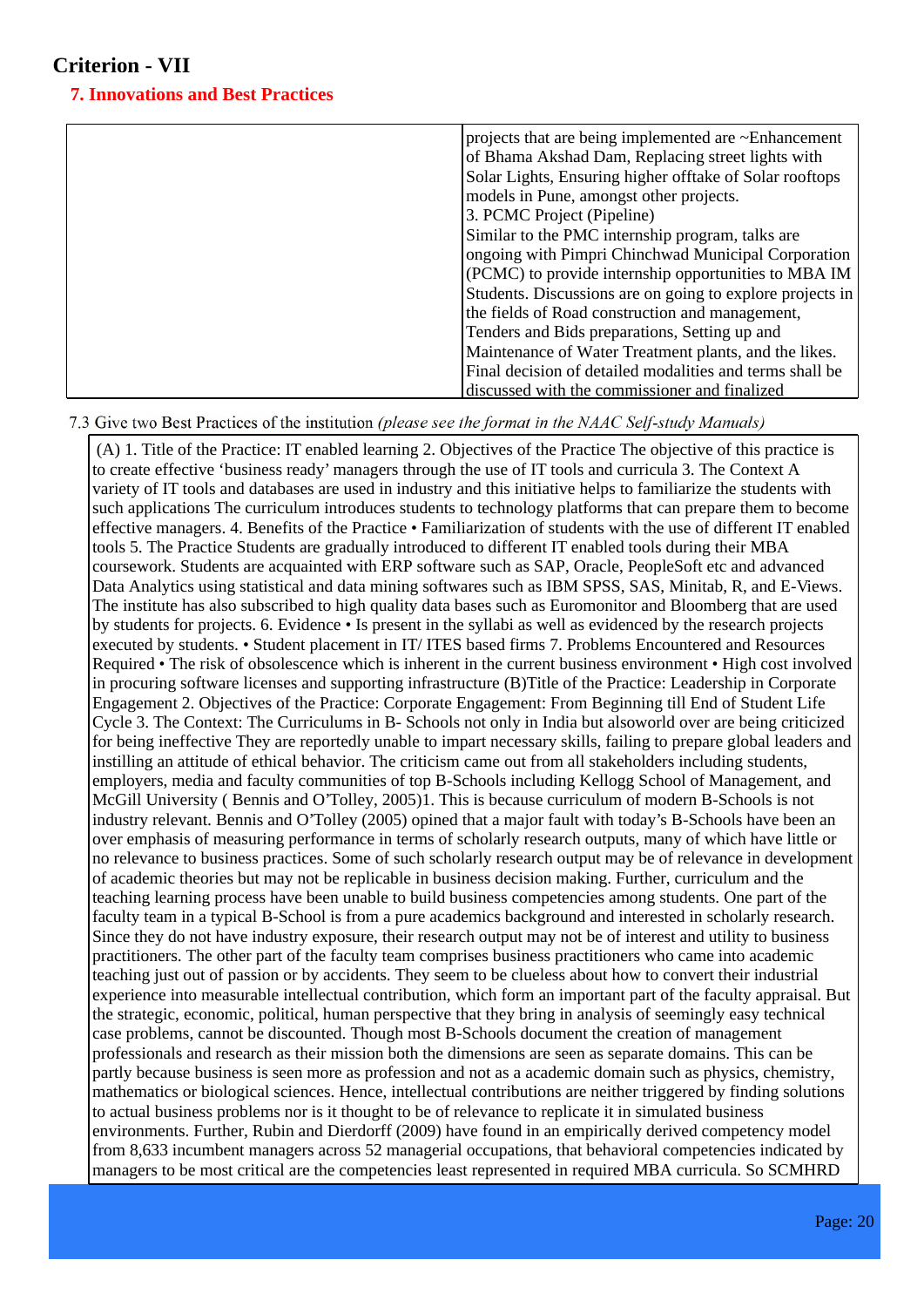## Criterion - VII

### 7. Innovations and Best Practices

| | |
|---|---|
| | projects that are being implemented are ~Enhancement of Bhama Akshad Dam, Replacing street lights with Solar Lights, Ensuring higher offtake of Solar rooftops models in Pune, amongst other projects. 3. PCMC Project (Pipeline) Similar to the PMC internship program, talks are ongoing with Pimpri Chinchwad Municipal Corporation (PCMC) to provide internship opportunities to MBA IM Students. Discussions are on going to explore projects in the fields of Road construction and management, Tenders and Bids preparations, Setting up and Maintenance of Water Treatment plants, and the likes. Final decision of detailed modalities and terms shall be discussed with the commissioner and finalized |

7.3 Give two Best Practices of the institution *(please see the format in the NAAC Self-study Manuals)*

(A) 1. Title of the Practice: IT enabled learning 2. Objectives of the Practice The objective of this practice is to create effective 'business ready' managers through the use of IT tools and curricula 3. The Context A variety of IT tools and databases are used in industry and this initiative helps to familiarize the students with such applications The curriculum introduces students to technology platforms that can prepare them to become effective managers. 4. Benefits of the Practice • Familiarization of students with the use of different IT enabled tools 5. The Practice Students are gradually introduced to different IT enabled tools during their MBA coursework. Students are acquainted with ERP software such as SAP, Oracle, PeopleSoft etc and advanced Data Analytics using statistical and data mining softwares such as IBM SPSS, SAS, Minitab, R, and E-Views. The institute has also subscribed to high quality data bases such as Euromonitor and Bloomberg that are used by students for projects. 6. Evidence • Is present in the syllabi as well as evidenced by the research projects executed by students. • Student placement in IT/ ITES based firms 7. Problems Encountered and Resources Required • The risk of obsolescence which is inherent in the current business environment • High cost involved in procuring software licenses and supporting infrastructure (B)Title of the Practice: Leadership in Corporate Engagement 2. Objectives of the Practice: Corporate Engagement: From Beginning till End of Student Life Cycle 3. The Context: The Curriculums in B- Schools not only in India but alsoworld over are being criticized for being ineffective They are reportedly unable to impart necessary skills, failing to prepare global leaders and instilling an attitude of ethical behavior. The criticism came out from all stakeholders including students, employers, media and faculty communities of top B-Schools including Kellogg School of Management, and McGill University ( Bennis and O'Tolley, 2005)1. This is because curriculum of modern B-Schools is not industry relevant. Bennis and O'Tolley (2005) opined that a major fault with today's B-Schools have been an over emphasis of measuring performance in terms of scholarly research outputs, many of which have little or no relevance to business practices. Some of such scholarly research output may be of relevance in development of academic theories but may not be replicable in business decision making. Further, curriculum and the teaching learning process have been unable to build business competencies among students. One part of the faculty team in a typical B-School is from a pure academics background and interested in scholarly research. Since they do not have industry exposure, their research output may not be of interest and utility to business practitioners. The other part of the faculty team comprises business practitioners who came into academic teaching just out of passion or by accidents. They seem to be clueless about how to convert their industrial experience into measurable intellectual contribution, which form an important part of the faculty appraisal. But the strategic, economic, political, human perspective that they bring in analysis of seemingly easy technical case problems, cannot be discounted. Though most B-Schools document the creation of management professionals and research as their mission both the dimensions are seen as separate domains. This can be partly because business is seen more as profession and not as a academic domain such as physics, chemistry, mathematics or biological sciences. Hence, intellectual contributions are neither triggered by finding solutions to actual business problems nor is it thought to be of relevance to replicate it in simulated business environments. Further, Rubin and Dierdorff (2009) have found in an empirically derived competency model from 8,633 incumbent managers across 52 managerial occupations, that behavioral competencies indicated by managers to be most critical are the competencies least represented in required MBA curricula. So SCMHRD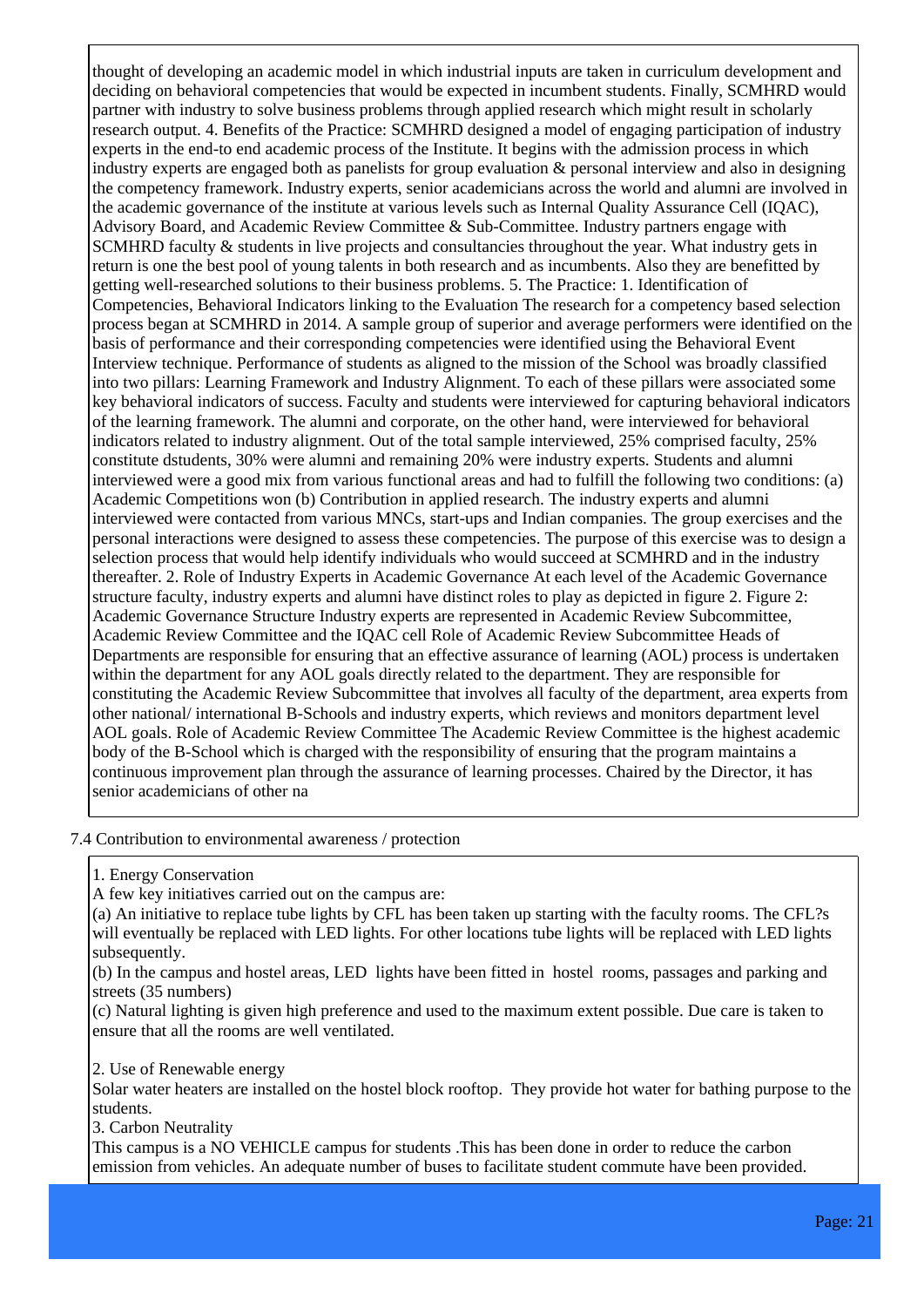thought of developing an academic model in which industrial inputs are taken in curriculum development and deciding on behavioral competencies that would be expected in incumbent students. Finally, SCMHRD would partner with industry to solve business problems through applied research which might result in scholarly research output. 4. Benefits of the Practice: SCMHRD designed a model of engaging participation of industry experts in the end-to end academic process of the Institute. It begins with the admission process in which industry experts are engaged both as panelists for group evaluation & personal interview and also in designing the competency framework. Industry experts, senior academicians across the world and alumni are involved in the academic governance of the institute at various levels such as Internal Quality Assurance Cell (IQAC), Advisory Board, and Academic Review Committee & Sub-Committee. Industry partners engage with SCMHRD faculty & students in live projects and consultancies throughout the year. What industry gets in return is one the best pool of young talents in both research and as incumbents. Also they are benefitted by getting well-researched solutions to their business problems. 5. The Practice: 1. Identification of Competencies, Behavioral Indicators linking to the Evaluation The research for a competency based selection process began at SCMHRD in 2014. A sample group of superior and average performers were identified on the basis of performance and their corresponding competencies were identified using the Behavioral Event Interview technique. Performance of students as aligned to the mission of the School was broadly classified into two pillars: Learning Framework and Industry Alignment. To each of these pillars were associated some key behavioral indicators of success. Faculty and students were interviewed for capturing behavioral indicators of the learning framework. The alumni and corporate, on the other hand, were interviewed for behavioral indicators related to industry alignment. Out of the total sample interviewed, 25% comprised faculty, 25% constitute dstudents, 30% were alumni and remaining 20% were industry experts. Students and alumni interviewed were a good mix from various functional areas and had to fulfill the following two conditions: (a) Academic Competitions won (b) Contribution in applied research. The industry experts and alumni interviewed were contacted from various MNCs, start-ups and Indian companies. The group exercises and the personal interactions were designed to assess these competencies. The purpose of this exercise was to design a selection process that would help identify individuals who would succeed at SCMHRD and in the industry thereafter. 2. Role of Industry Experts in Academic Governance At each level of the Academic Governance structure faculty, industry experts and alumni have distinct roles to play as depicted in figure 2. Figure 2: Academic Governance Structure Industry experts are represented in Academic Review Subcommittee, Academic Review Committee and the IQAC cell Role of Academic Review Subcommittee Heads of Departments are responsible for ensuring that an effective assurance of learning (AOL) process is undertaken within the department for any AOL goals directly related to the department. They are responsible for constituting the Academic Review Subcommittee that involves all faculty of the department, area experts from other national/ international B-Schools and industry experts, which reviews and monitors department level AOL goals. Role of Academic Review Committee The Academic Review Committee is the highest academic body of the B-School which is charged with the responsibility of ensuring that the program maintains a continuous improvement plan through the assurance of learning processes. Chaired by the Director, it has senior academicians of other na

7.4 Contribution to environmental awareness / protection

1. Energy Conservation

A few key initiatives carried out on the campus are:

(a) An initiative to replace tube lights by CFL has been taken up starting with the faculty rooms. The CFL?s will eventually be replaced with LED lights. For other locations tube lights will be replaced with LED lights subsequently.

(b) In the campus and hostel areas, LED lights have been fitted in hostel rooms, passages and parking and streets (35 numbers)

(c) Natural lighting is given high preference and used to the maximum extent possible. Due care is taken to ensure that all the rooms are well ventilated.

2. Use of Renewable energy

Solar water heaters are installed on the hostel block rooftop. They provide hot water for bathing purpose to the students.

3. Carbon Neutrality

This campus is a NO VEHICLE campus for students .This has been done in order to reduce the carbon emission from vehicles. An adequate number of buses to facilitate student commute have been provided.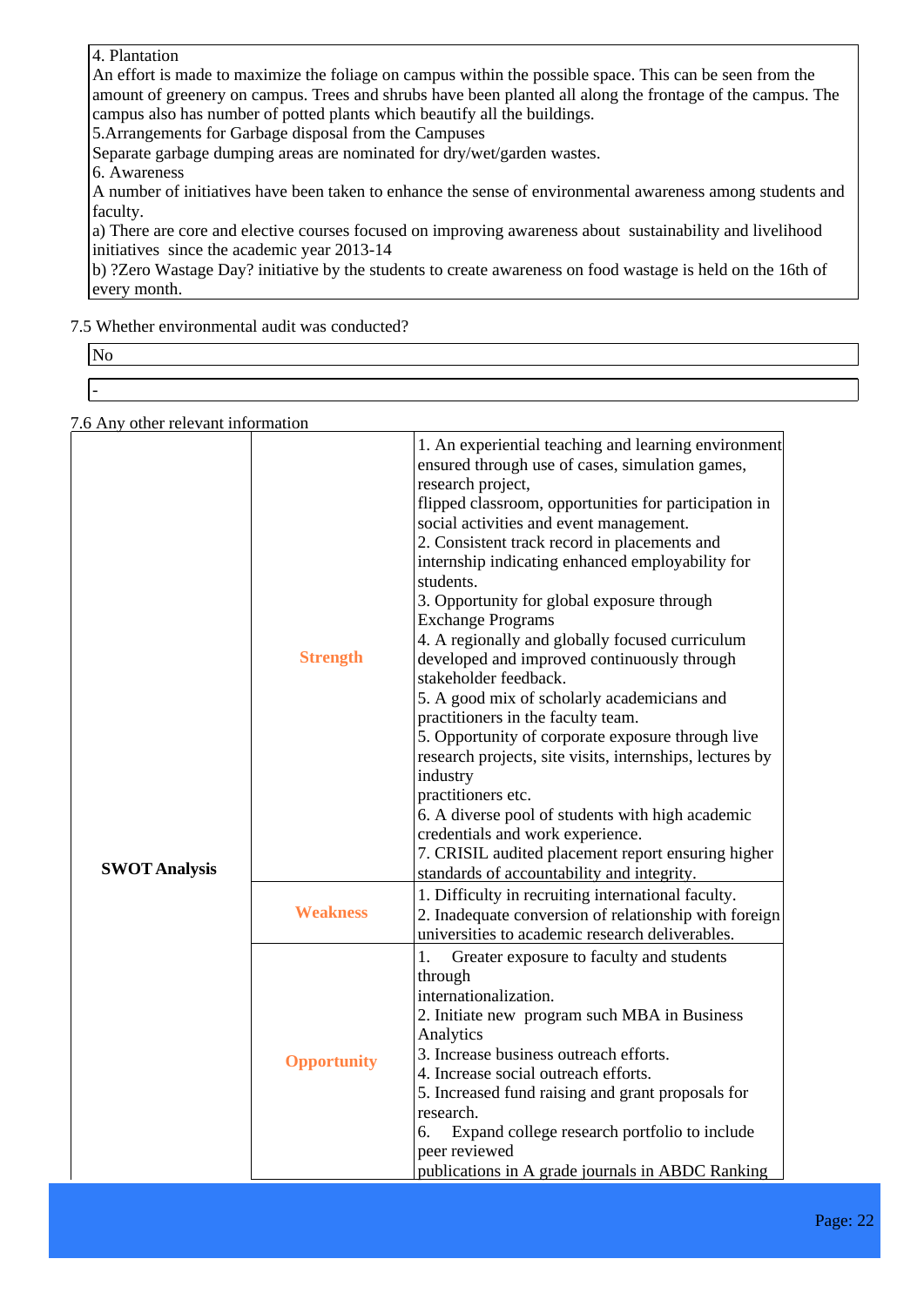4. Plantation
An effort is made to maximize the foliage on campus within the possible space. This can be seen from the amount of greenery on campus. Trees and shrubs have been planted all along the frontage of the campus. The campus also has number of potted plants which beautify all the buildings.
5.Arrangements for Garbage disposal from the Campuses
Separate garbage dumping areas are nominated for dry/wet/garden wastes.
6. Awareness
A number of initiatives have been taken to enhance the sense of environmental awareness among students and faculty.
a) There are core and elective courses focused on improving awareness about sustainability and livelihood initiatives since the academic year 2013-14
b) ?Zero Wastage Day? initiative by the students to create awareness on food wastage is held on the 16th of every month.

7.5 Whether environmental audit was conducted?

No

-

7.6 Any other relevant information

| | | |
|---|---|---|
| **SWOT Analysis** | **Strength** | 1. An experiential teaching and learning environment ensured through use of cases, simulation games, research project, flipped classroom, opportunities for participation in social activities and event management.<br>2. Consistent track record in placements and internship indicating enhanced employability for students.<br>3. Opportunity for global exposure through Exchange Programs<br>4. A regionally and globally focused curriculum developed and improved continuously through stakeholder feedback.<br>5. A good mix of scholarly academicians and practitioners in the faculty team.<br>5. Opportunity of corporate exposure through live research projects, site visits, internships, lectures by industry practitioners etc.<br>6. A diverse pool of students with high academic credentials and work experience.<br>7. CRISIL audited placement report ensuring higher standards of accountability and integrity. |
| | **Weakness** | 1. Difficulty in recruiting international faculty.<br>2. Inadequate conversion of relationship with foreign universities to academic research deliverables. |
| | **Opportunity** | 1. Greater exposure to faculty and students through internationalization.<br>2. Initiate new program such MBA in Business Analytics<br>3. Increase business outreach efforts.<br>4. Increase social outreach efforts.<br>5. Increased fund raising and grant proposals for research.<br>6. Expand college research portfolio to include peer reviewed publications in A grade journals in ABDC Ranking |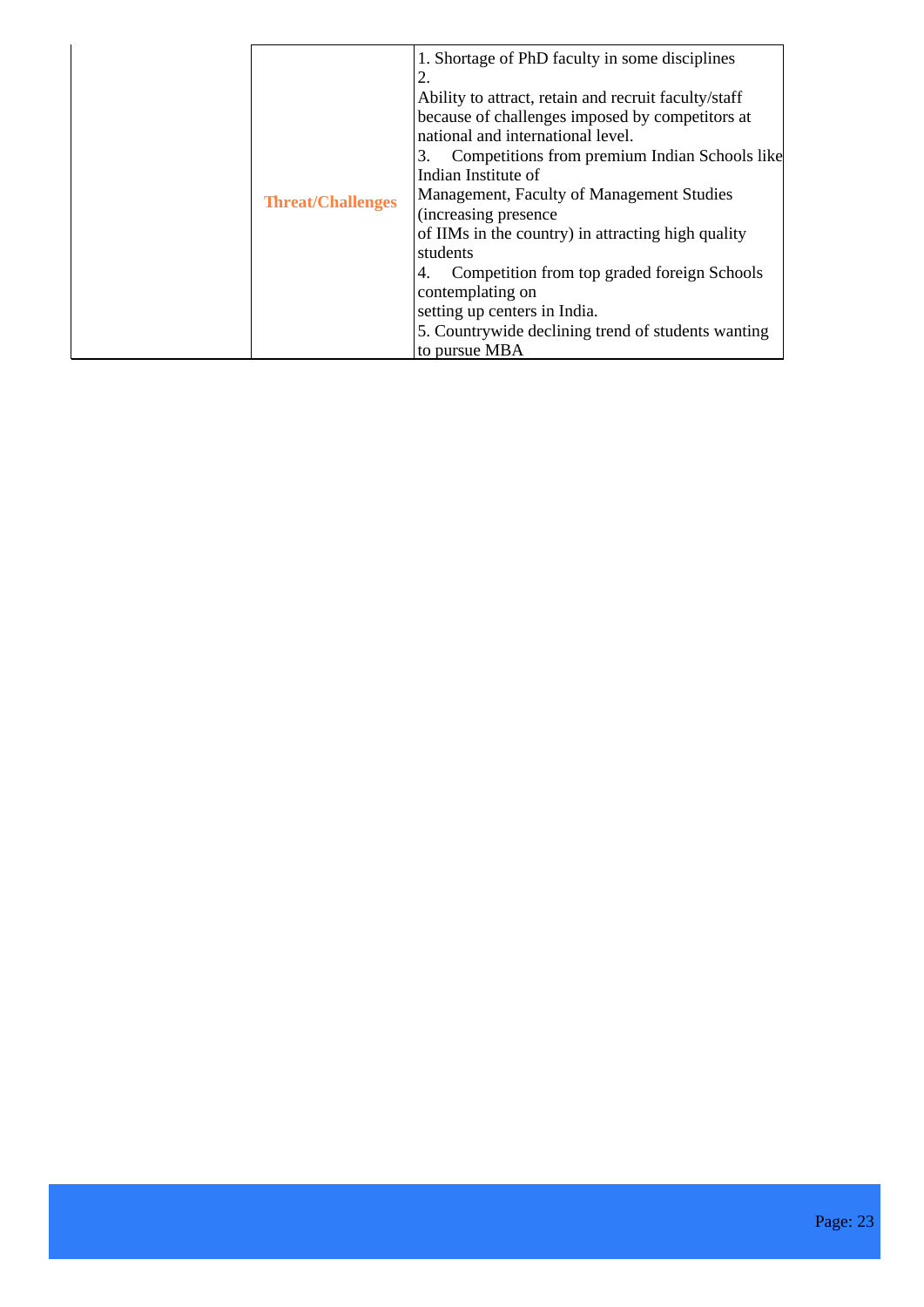|  |  |  |
|---|---|---|
|  | **Threat/Challenges** | 1. Shortage of PhD faculty in some disciplines<br>2.<br>Ability to attract, retain and recruit faculty/staff because of challenges imposed by competitors at national and international level.<br>3. Competitions from premium Indian Schools like Indian Institute of<br>Management, Faculty of Management Studies (increasing presence<br>of IIMs in the country) in attracting high quality students<br>4. Competition from top graded foreign Schools contemplating on<br>setting up centers in India.<br>5. Countrywide declining trend of students wanting to pursue MBA |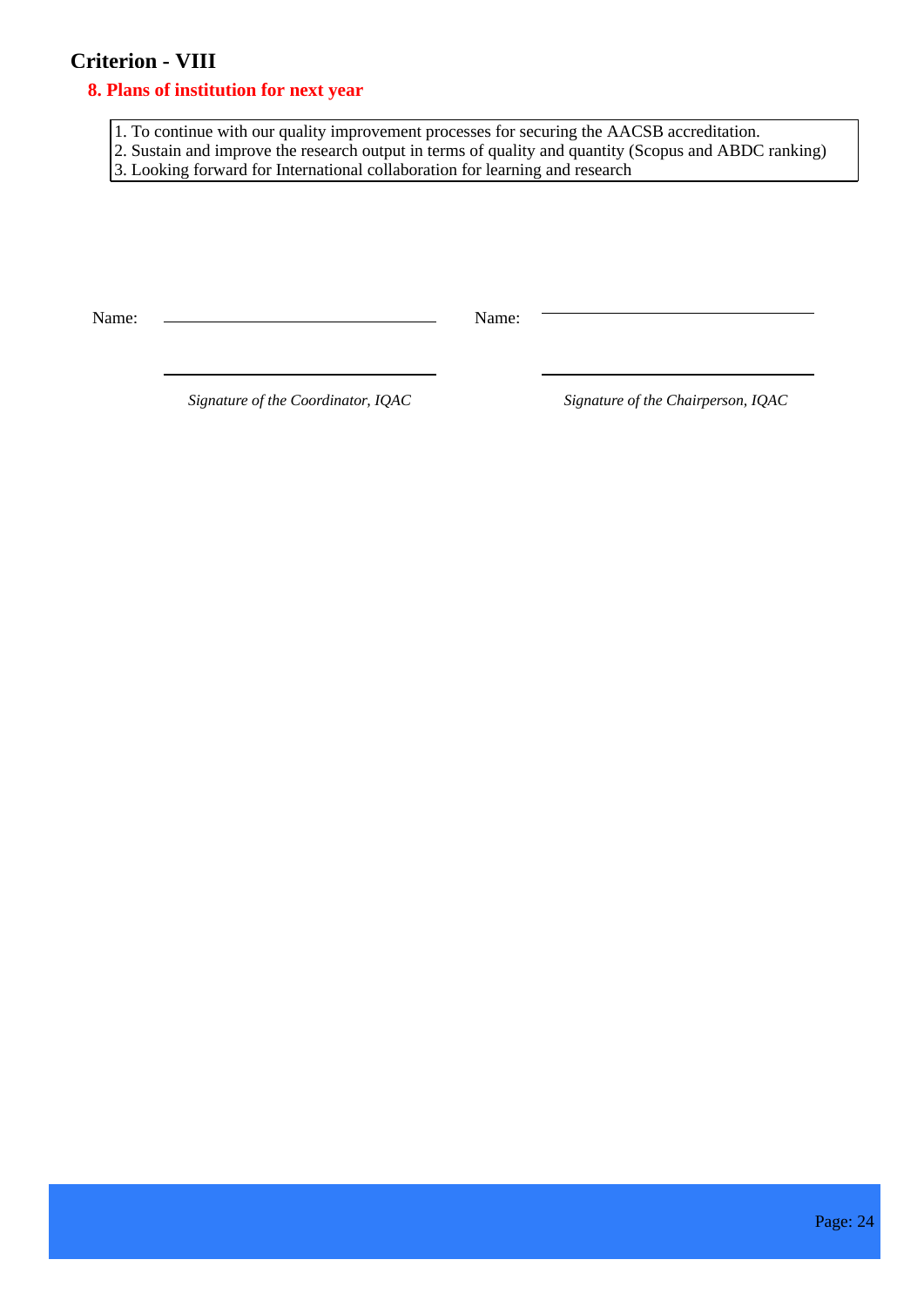## Criterion - VIII

### 8. Plans of institution for next year

1. To continue with our quality improvement processes for securing the AACSB accreditation.
2. Sustain and improve the research output in terms of quality and quantity (Scopus and ABDC ranking)
3. Looking forward for International collaboration for learning and research

Name: ______________________ Name: ______________________

______________________ ______________________

*Signature of the Coordinator, IQAC* *Signature of the Chairperson, IQAC*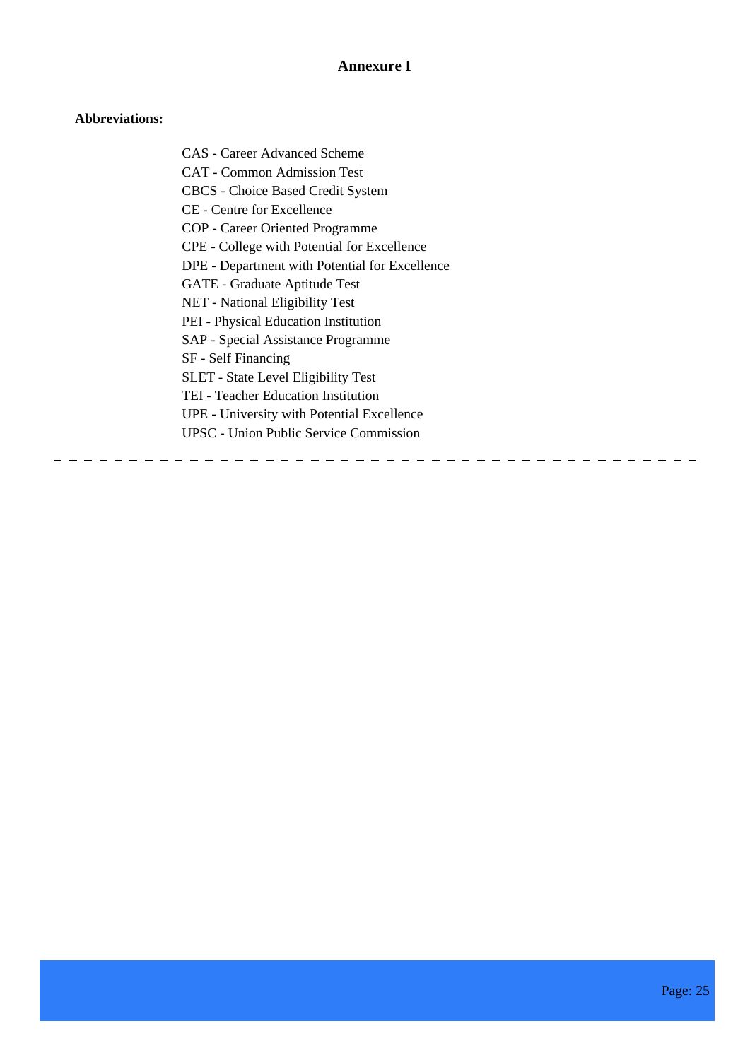# Annexure I

**Abbreviations:**

CAS - Career Advanced Scheme
CAT - Common Admission Test
CBCS - Choice Based Credit System
CE - Centre for Excellence
COP - Career Oriented Programme
CPE - College with Potential for Excellence
DPE - Department with Potential for Excellence
GATE - Graduate Aptitude Test
NET - National Eligibility Test
PEI - Physical Education Institution
SAP - Special Assistance Programme
SF - Self Financing
SLET - State Level Eligibility Test
TEI - Teacher Education Institution
UPE - University with Potential Excellence
UPSC - Union Public Service Commission